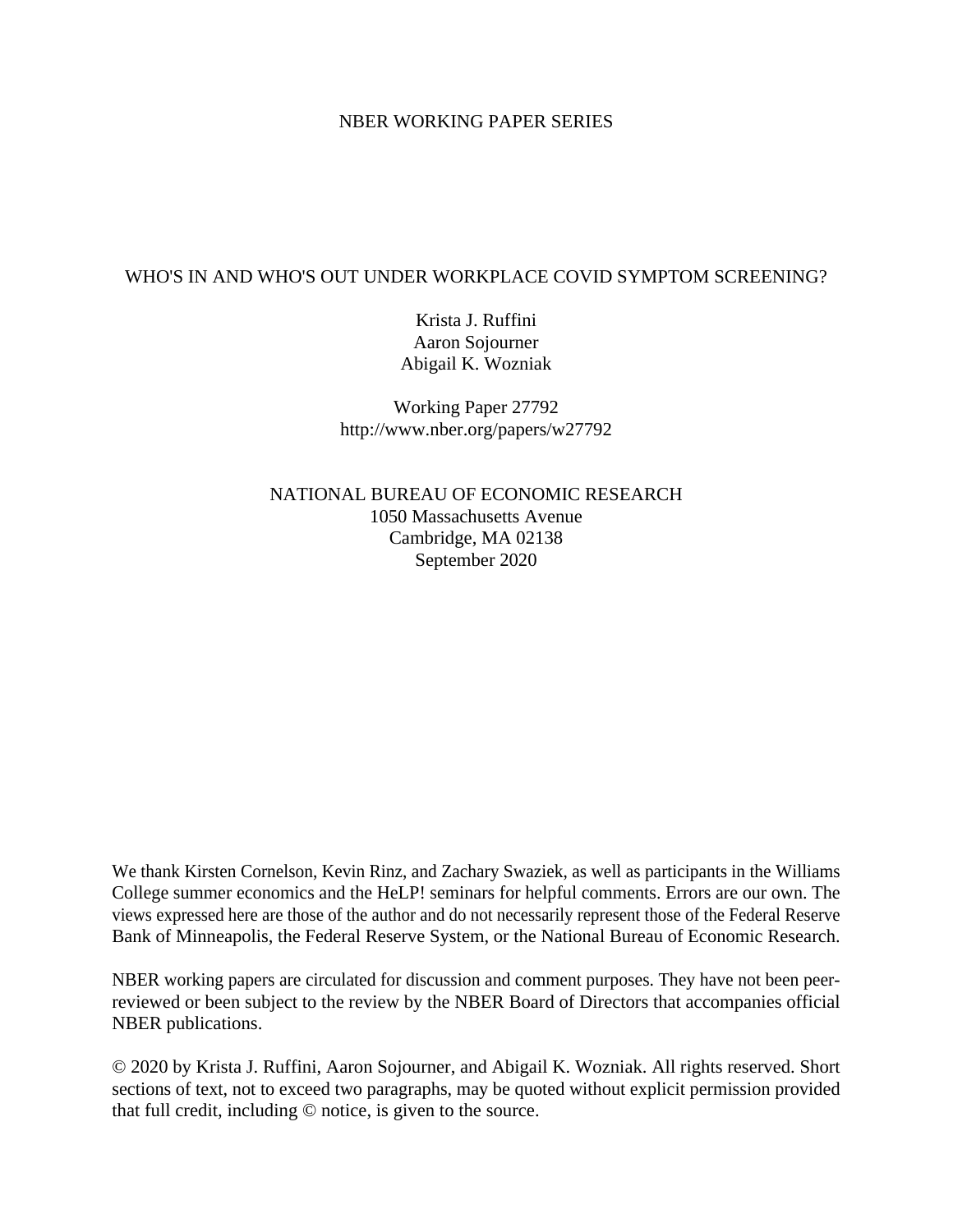NBER WORKING PAPER SERIES

# WHO'S IN AND WHO'S OUT UNDER WORKPLACE COVID SYMPTOM SCREENING?

Krista J. Ruffini
Aaron Sojourner
Abigail K. Wozniak

Working Paper 27792
http://www.nber.org/papers/w27792

NATIONAL BUREAU OF ECONOMIC RESEARCH
1050 Massachusetts Avenue
Cambridge, MA 02138
September 2020

We thank Kirsten Cornelson, Kevin Rinz, and Zachary Swaziek, as well as participants in the Williams College summer economics and the HeLP! seminars for helpful comments. Errors are our own. The views expressed here are those of the author and do not necessarily represent those of the Federal Reserve Bank of Minneapolis, the Federal Reserve System, or the National Bureau of Economic Research.

NBER working papers are circulated for discussion and comment purposes. They have not been peer-reviewed or been subject to the review by the NBER Board of Directors that accompanies official NBER publications.

© 2020 by Krista J. Ruffini, Aaron Sojourner, and Abigail K. Wozniak. All rights reserved. Short sections of text, not to exceed two paragraphs, may be quoted without explicit permission provided that full credit, including © notice, is given to the source.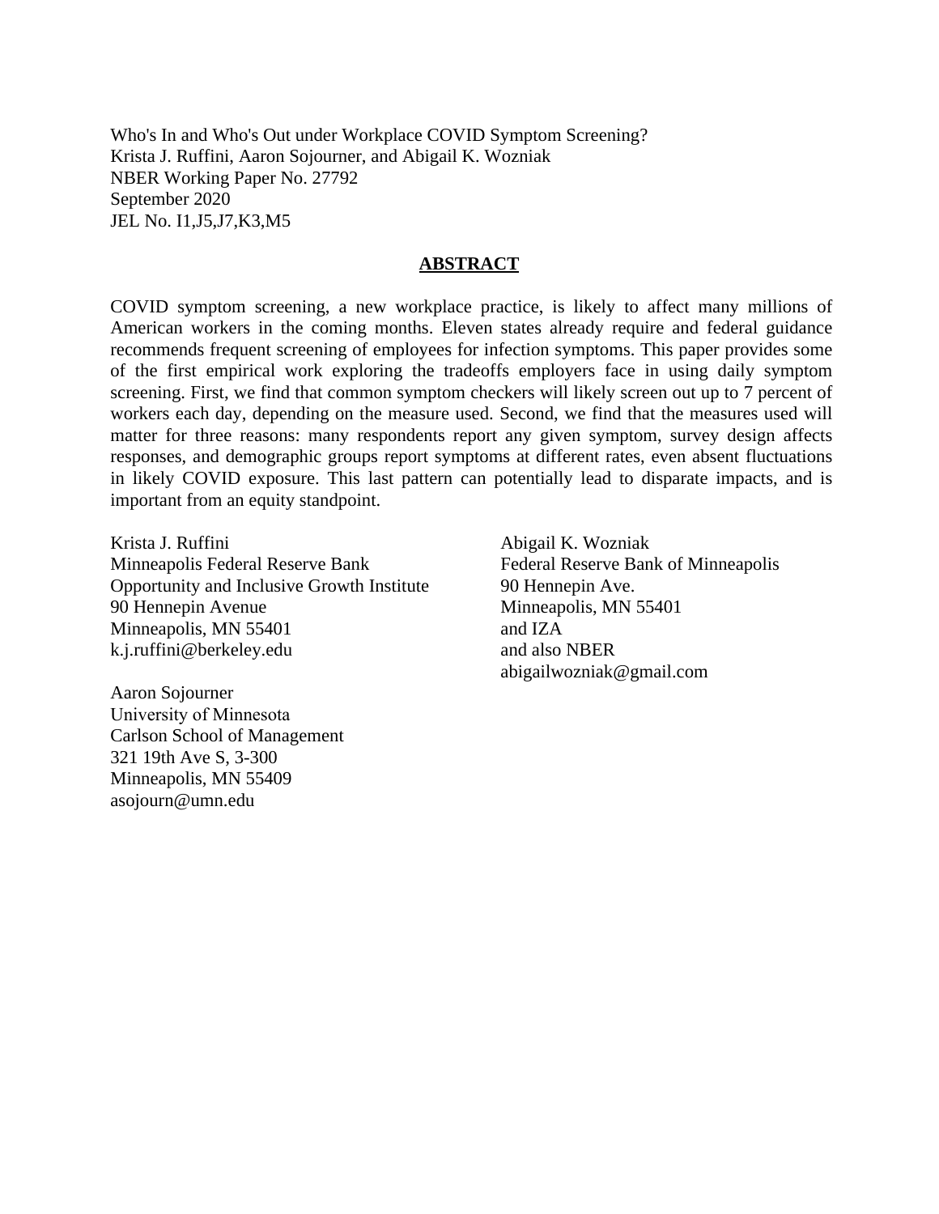Who's In and Who's Out under Workplace COVID Symptom Screening?
Krista J. Ruffini, Aaron Sojourner, and Abigail K. Wozniak
NBER Working Paper No. 27792
September 2020
JEL No. I1,J5,J7,K3,M5

## ABSTRACT

COVID symptom screening, a new workplace practice, is likely to affect many millions of American workers in the coming months. Eleven states already require and federal guidance recommends frequent screening of employees for infection symptoms. This paper provides some of the first empirical work exploring the tradeoffs employers face in using daily symptom screening. First, we find that common symptom checkers will likely screen out up to 7 percent of workers each day, depending on the measure used. Second, we find that the measures used will matter for three reasons: many respondents report any given symptom, survey design affects responses, and demographic groups report symptoms at different rates, even absent fluctuations in likely COVID exposure. This last pattern can potentially lead to disparate impacts, and is important from an equity standpoint.

Krista J. Ruffini
Minneapolis Federal Reserve Bank
Opportunity and Inclusive Growth Institute
90 Hennepin Avenue
Minneapolis, MN 55401
k.j.ruffini@berkeley.edu

Aaron Sojourner
University of Minnesota
Carlson School of Management
321 19th Ave S, 3-300
Minneapolis, MN 55409
asojourn@umn.edu

Abigail K. Wozniak
Federal Reserve Bank of Minneapolis
90 Hennepin Ave.
Minneapolis, MN 55401
and IZA
and also NBER
abigailwozniak@gmail.com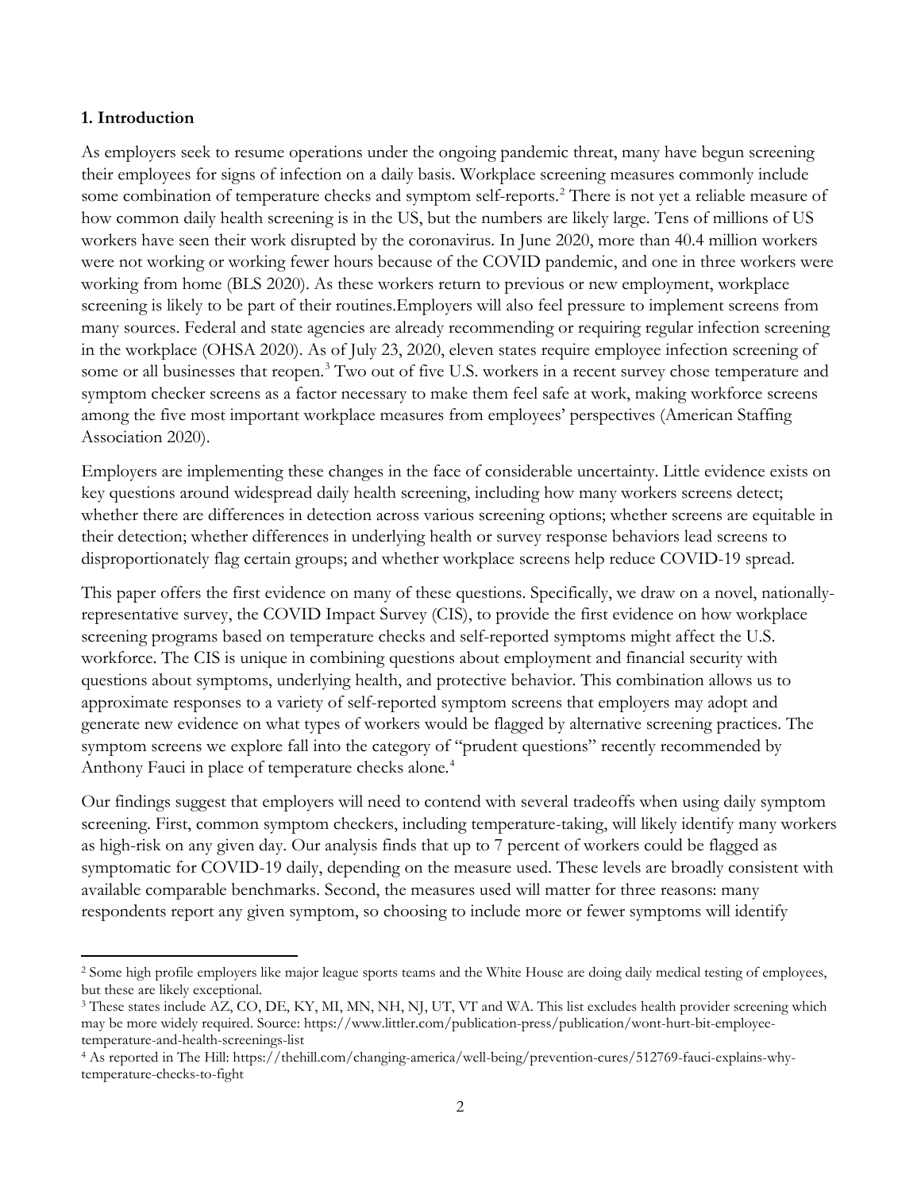## 1. Introduction

As employers seek to resume operations under the ongoing pandemic threat, many have begun screening their employees for signs of infection on a daily basis. Workplace screening measures commonly include some combination of temperature checks and symptom self-reports.[2] There is not yet a reliable measure of how common daily health screening is in the US, but the numbers are likely large. Tens of millions of US workers have seen their work disrupted by the coronavirus. In June 2020, more than 40.4 million workers were not working or working fewer hours because of the COVID pandemic, and one in three workers were working from home (BLS 2020). As these workers return to previous or new employment, workplace screening is likely to be part of their routines.Employers will also feel pressure to implement screens from many sources. Federal and state agencies are already recommending or requiring regular infection screening in the workplace (OHSA 2020). As of July 23, 2020, eleven states require employee infection screening of some or all businesses that reopen.[3] Two out of five U.S. workers in a recent survey chose temperature and symptom checker screens as a factor necessary to make them feel safe at work, making workforce screens among the five most important workplace measures from employees' perspectives (American Staffing Association 2020).

Employers are implementing these changes in the face of considerable uncertainty. Little evidence exists on key questions around widespread daily health screening, including how many workers screens detect; whether there are differences in detection across various screening options; whether screens are equitable in their detection; whether differences in underlying health or survey response behaviors lead screens to disproportionately flag certain groups; and whether workplace screens help reduce COVID-19 spread.

This paper offers the first evidence on many of these questions. Specifically, we draw on a novel, nationally-representative survey, the COVID Impact Survey (CIS), to provide the first evidence on how workplace screening programs based on temperature checks and self-reported symptoms might affect the U.S. workforce. The CIS is unique in combining questions about employment and financial security with questions about symptoms, underlying health, and protective behavior. This combination allows us to approximate responses to a variety of self-reported symptom screens that employers may adopt and generate new evidence on what types of workers would be flagged by alternative screening practices. The symptom screens we explore fall into the category of "prudent questions" recently recommended by Anthony Fauci in place of temperature checks alone.[4]

Our findings suggest that employers will need to contend with several tradeoffs when using daily symptom screening. First, common symptom checkers, including temperature-taking, will likely identify many workers as high-risk on any given day. Our analysis finds that up to 7 percent of workers could be flagged as symptomatic for COVID-19 daily, depending on the measure used. These levels are broadly consistent with available comparable benchmarks. Second, the measures used will matter for three reasons: many respondents report any given symptom, so choosing to include more or fewer symptoms will identify

---

[2] Some high profile employers like major league sports teams and the White House are doing daily medical testing of employees, but these are likely exceptional.

[3] These states include AZ, CO, DE, KY, MI, MN, NH, NJ, UT, VT and WA. This list excludes health provider screening which may be more widely required. Source: https://www.littler.com/publication-press/publication/wont-hurt-bit-employee-temperature-and-health-screenings-list

[4] As reported in The Hill: https://thehill.com/changing-america/well-being/prevention-cures/512769-fauci-explains-why-temperature-checks-to-fight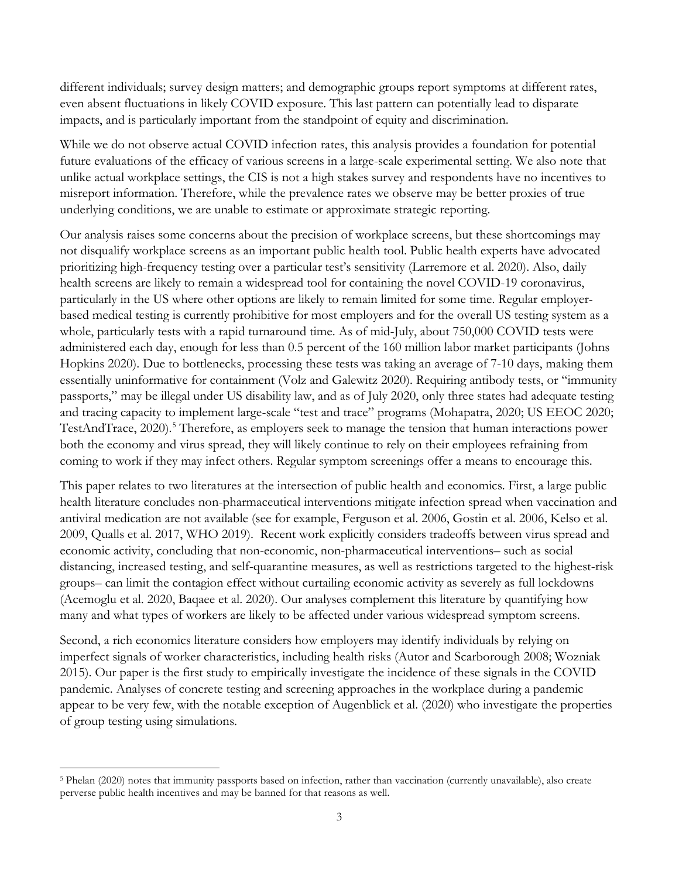different individuals; survey design matters; and demographic groups report symptoms at different rates, even absent fluctuations in likely COVID exposure. This last pattern can potentially lead to disparate impacts, and is particularly important from the standpoint of equity and discrimination.

While we do not observe actual COVID infection rates, this analysis provides a foundation for potential future evaluations of the efficacy of various screens in a large-scale experimental setting. We also note that unlike actual workplace settings, the CIS is not a high stakes survey and respondents have no incentives to misreport information. Therefore, while the prevalence rates we observe may be better proxies of true underlying conditions, we are unable to estimate or approximate strategic reporting.

Our analysis raises some concerns about the precision of workplace screens, but these shortcomings may not disqualify workplace screens as an important public health tool. Public health experts have advocated prioritizing high-frequency testing over a particular test's sensitivity (Larremore et al. 2020). Also, daily health screens are likely to remain a widespread tool for containing the novel COVID-19 coronavirus, particularly in the US where other options are likely to remain limited for some time. Regular employer-based medical testing is currently prohibitive for most employers and for the overall US testing system as a whole, particularly tests with a rapid turnaround time. As of mid-July, about 750,000 COVID tests were administered each day, enough for less than 0.5 percent of the 160 million labor market participants (Johns Hopkins 2020). Due to bottlenecks, processing these tests was taking an average of 7-10 days, making them essentially uninformative for containment (Volz and Galewitz 2020). Requiring antibody tests, or "immunity passports," may be illegal under US disability law, and as of July 2020, only three states had adequate testing and tracing capacity to implement large-scale "test and trace" programs (Mohapatra, 2020; US EEOC 2020; TestAndTrace, 2020).[5] Therefore, as employers seek to manage the tension that human interactions power both the economy and virus spread, they will likely continue to rely on their employees refraining from coming to work if they may infect others. Regular symptom screenings offer a means to encourage this.

This paper relates to two literatures at the intersection of public health and economics. First, a large public health literature concludes non-pharmaceutical interventions mitigate infection spread when vaccination and antiviral medication are not available (see for example, Ferguson et al. 2006, Gostin et al. 2006, Kelso et al. 2009, Qualls et al. 2017, WHO 2019). Recent work explicitly considers tradeoffs between virus spread and economic activity, concluding that non-economic, non-pharmaceutical interventions– such as social distancing, increased testing, and self-quarantine measures, as well as restrictions targeted to the highest-risk groups– can limit the contagion effect without curtailing economic activity as severely as full lockdowns (Acemoglu et al. 2020, Baqaee et al. 2020). Our analyses complement this literature by quantifying how many and what types of workers are likely to be affected under various widespread symptom screens.

Second, a rich economics literature considers how employers may identify individuals by relying on imperfect signals of worker characteristics, including health risks (Autor and Scarborough 2008; Wozniak 2015). Our paper is the first study to empirically investigate the incidence of these signals in the COVID pandemic. Analyses of concrete testing and screening approaches in the workplace during a pandemic appear to be very few, with the notable exception of Augenblick et al. (2020) who investigate the properties of group testing using simulations.

[5] Phelan (2020) notes that immunity passports based on infection, rather than vaccination (currently unavailable), also create perverse public health incentives and may be banned for that reasons as well.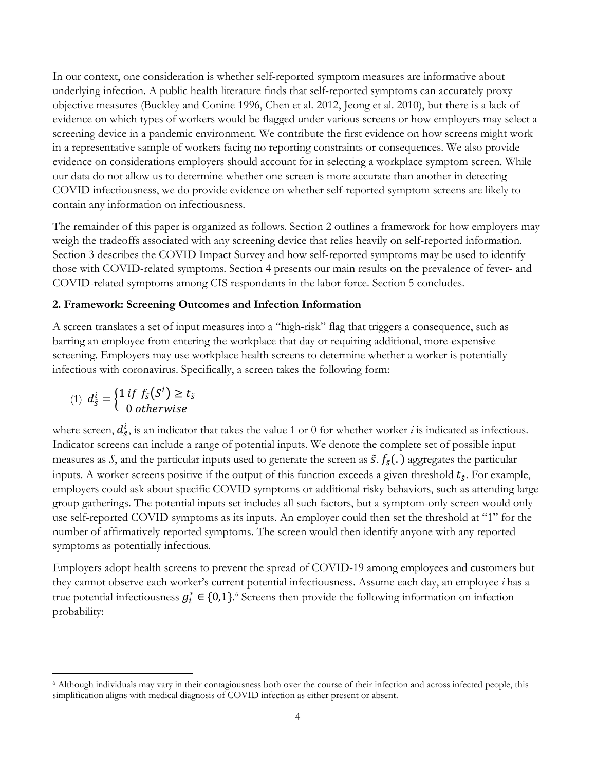In our context, one consideration is whether self-reported symptom measures are informative about underlying infection. A public health literature finds that self-reported symptoms can accurately proxy objective measures (Buckley and Conine 1996, Chen et al. 2012, Jeong et al. 2010), but there is a lack of evidence on which types of workers would be flagged under various screens or how employers may select a screening device in a pandemic environment. We contribute the first evidence on how screens might work in a representative sample of workers facing no reporting constraints or consequences. We also provide evidence on considerations employers should account for in selecting a workplace symptom screen. While our data do not allow us to determine whether one screen is more accurate than another in detecting COVID infectiousness, we do provide evidence on whether self-reported symptom screens are likely to contain any information on infectiousness.

The remainder of this paper is organized as follows. Section 2 outlines a framework for how employers may weigh the tradeoffs associated with any screening device that relies heavily on self-reported information. Section 3 describes the COVID Impact Survey and how self-reported symptoms may be used to identify those with COVID-related symptoms. Section 4 presents our main results on the prevalence of fever- and COVID-related symptoms among CIS respondents in the labor force. Section 5 concludes.

## 2. Framework: Screening Outcomes and Infection Information

A screen translates a set of input measures into a "high-risk" flag that triggers a consequence, such as barring an employee from entering the workplace that day or requiring additional, more-expensive screening. Employers may use workplace health screens to determine whether a worker is potentially infectious with coronavirus. Specifically, a screen takes the following form:

$$(1) \quad d_{\tilde{s}}^{i} = \begin{cases} 1 \; if \; f_{\tilde{s}}(S^{i}) \geq t_{\tilde{s}} \\ 0 \; otherwise \end{cases}$$

where screen, $d_{\tilde{s}}^{i}$, is an indicator that takes the value 1 or 0 for whether worker *i* is indicated as infectious. Indicator screens can include a range of potential inputs. We denote the complete set of possible input measures as *S*, and the particular inputs used to generate the screen as $\tilde{s}$. $f_{\tilde{s}}(.)$ aggregates the particular inputs. A worker screens positive if the output of this function exceeds a given threshold $t_{\tilde{s}}$. For example, employers could ask about specific COVID symptoms or additional risky behaviors, such as attending large group gatherings. The potential inputs set includes all such factors, but a symptom-only screen would only use self-reported COVID symptoms as its inputs. An employer could then set the threshold at "1" for the number of affirmatively reported symptoms. The screen would then identify anyone with any reported symptoms as potentially infectious.

Employers adopt health screens to prevent the spread of COVID-19 among employees and customers but they cannot observe each worker's current potential infectiousness. Assume each day, an employee *i* has a true potential infectiousness $g_i^* \in \{0,1\}$.[6] Screens then provide the following information on infection probability:

[6] Although individuals may vary in their contagiousness both over the course of their infection and across infected people, this simplification aligns with medical diagnosis of COVID infection as either present or absent.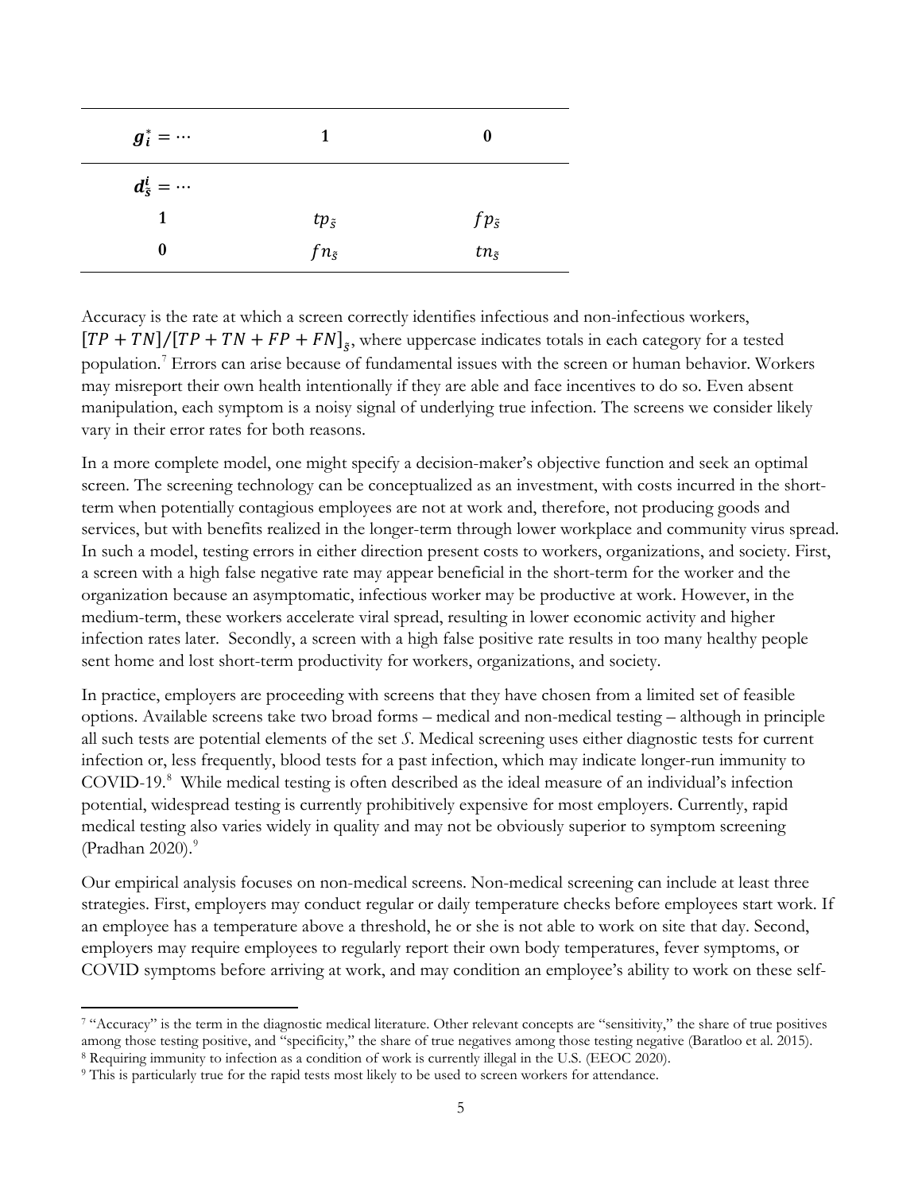| $g_i^* = \cdots$ | **1** | **0** |
| --- | --- | --- |
| $d_{\tilde{s}}^i = \cdots$ | | |
| **1** | $tp_{\tilde{s}}$ | $fp_{\tilde{s}}$ |
| **0** | $fn_{\tilde{s}}$ | $tn_{\tilde{s}}$ |

Accuracy is the rate at which a screen correctly identifies infectious and non-infectious workers, $[TP + TN]/[TP + TN + FP + FN]_{\tilde{s}}$, where uppercase indicates totals in each category for a tested population.[7] Errors can arise because of fundamental issues with the screen or human behavior. Workers may misreport their own health intentionally if they are able and face incentives to do so. Even absent manipulation, each symptom is a noisy signal of underlying true infection. The screens we consider likely vary in their error rates for both reasons.

In a more complete model, one might specify a decision-maker's objective function and seek an optimal screen. The screening technology can be conceptualized as an investment, with costs incurred in the short-term when potentially contagious employees are not at work and, therefore, not producing goods and services, but with benefits realized in the longer-term through lower workplace and community virus spread. In such a model, testing errors in either direction present costs to workers, organizations, and society. First, a screen with a high false negative rate may appear beneficial in the short-term for the worker and the organization because an asymptomatic, infectious worker may be productive at work. However, in the medium-term, these workers accelerate viral spread, resulting in lower economic activity and higher infection rates later. Secondly, a screen with a high false positive rate results in too many healthy people sent home and lost short-term productivity for workers, organizations, and society.

In practice, employers are proceeding with screens that they have chosen from a limited set of feasible options. Available screens take two broad forms – medical and non-medical testing – although in principle all such tests are potential elements of the set $S$. Medical screening uses either diagnostic tests for current infection or, less frequently, blood tests for a past infection, which may indicate longer-run immunity to COVID-19.[8] While medical testing is often described as the ideal measure of an individual's infection potential, widespread testing is currently prohibitively expensive for most employers. Currently, rapid medical testing also varies widely in quality and may not be obviously superior to symptom screening (Pradhan 2020).[9]

Our empirical analysis focuses on non-medical screens. Non-medical screening can include at least three strategies. First, employers may conduct regular or daily temperature checks before employees start work. If an employee has a temperature above a threshold, he or she is not able to work on site that day. Second, employers may require employees to regularly report their own body temperatures, fever symptoms, or COVID symptoms before arriving at work, and may condition an employee's ability to work on these self-

---

[7] "Accuracy" is the term in the diagnostic medical literature. Other relevant concepts are "sensitivity," the share of true positives among those testing positive, and "specificity," the share of true negatives among those testing negative (Baratloo et al. 2015).

[8] Requiring immunity to infection as a condition of work is currently illegal in the U.S. (EEOC 2020).

[9] This is particularly true for the rapid tests most likely to be used to screen workers for attendance.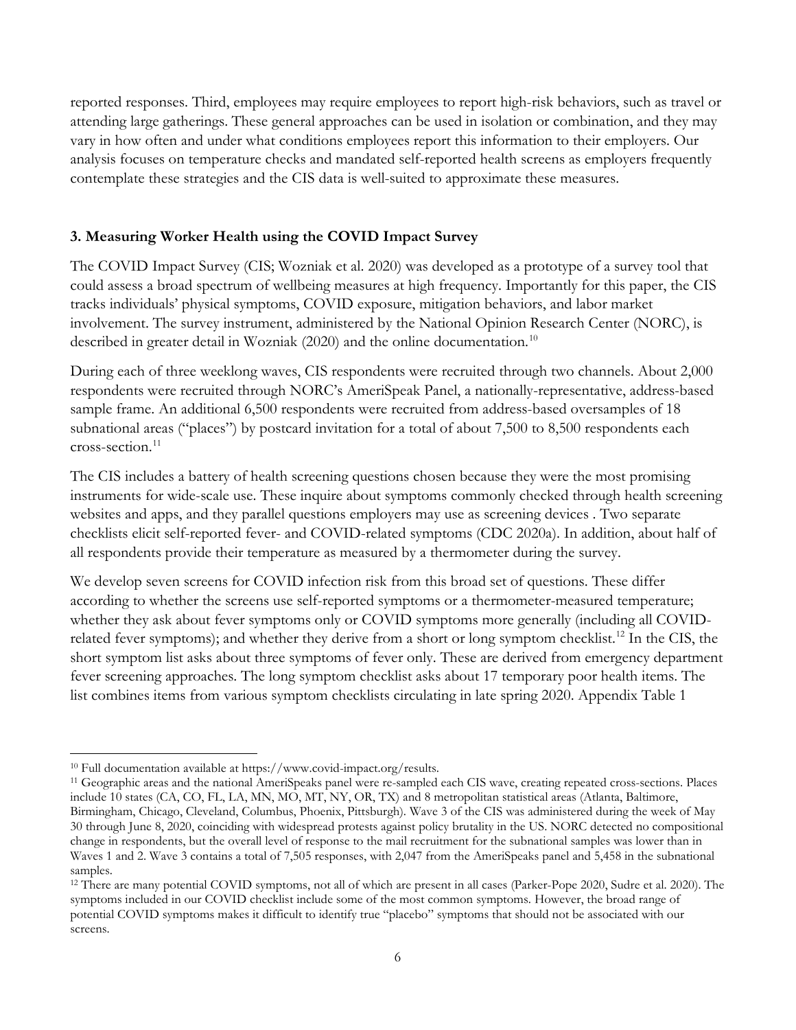reported responses. Third, employees may require employees to report high-risk behaviors, such as travel or attending large gatherings. These general approaches can be used in isolation or combination, and they may vary in how often and under what conditions employees report this information to their employers. Our analysis focuses on temperature checks and mandated self-reported health screens as employers frequently contemplate these strategies and the CIS data is well-suited to approximate these measures.

### 3. Measuring Worker Health using the COVID Impact Survey

The COVID Impact Survey (CIS; Wozniak et al. 2020) was developed as a prototype of a survey tool that could assess a broad spectrum of wellbeing measures at high frequency. Importantly for this paper, the CIS tracks individuals' physical symptoms, COVID exposure, mitigation behaviors, and labor market involvement. The survey instrument, administered by the National Opinion Research Center (NORC), is described in greater detail in Wozniak (2020) and the online documentation.[10]

During each of three weeklong waves, CIS respondents were recruited through two channels. About 2,000 respondents were recruited through NORC's AmeriSpeak Panel, a nationally-representative, address-based sample frame. An additional 6,500 respondents were recruited from address-based oversamples of 18 subnational areas ("places") by postcard invitation for a total of about 7,500 to 8,500 respondents each cross-section.[11]

The CIS includes a battery of health screening questions chosen because they were the most promising instruments for wide-scale use. These inquire about symptoms commonly checked through health screening websites and apps, and they parallel questions employers may use as screening devices . Two separate checklists elicit self-reported fever- and COVID-related symptoms (CDC 2020a). In addition, about half of all respondents provide their temperature as measured by a thermometer during the survey.

We develop seven screens for COVID infection risk from this broad set of questions. These differ according to whether the screens use self-reported symptoms or a thermometer-measured temperature; whether they ask about fever symptoms only or COVID symptoms more generally (including all COVID-related fever symptoms); and whether they derive from a short or long symptom checklist.[12] In the CIS, the short symptom list asks about three symptoms of fever only. These are derived from emergency department fever screening approaches. The long symptom checklist asks about 17 temporary poor health items. The list combines items from various symptom checklists circulating in late spring 2020. Appendix Table 1

---

[10] Full documentation available at https://www.covid-impact.org/results.

[11] Geographic areas and the national AmeriSpeaks panel were re-sampled each CIS wave, creating repeated cross-sections. Places include 10 states (CA, CO, FL, LA, MN, MO, MT, NY, OR, TX) and 8 metropolitan statistical areas (Atlanta, Baltimore, Birmingham, Chicago, Cleveland, Columbus, Phoenix, Pittsburgh). Wave 3 of the CIS was administered during the week of May 30 through June 8, 2020, coinciding with widespread protests against policy brutality in the US. NORC detected no compositional change in respondents, but the overall level of response to the mail recruitment for the subnational samples was lower than in Waves 1 and 2. Wave 3 contains a total of 7,505 responses, with 2,047 from the AmeriSpeaks panel and 5,458 in the subnational samples.

[12] There are many potential COVID symptoms, not all of which are present in all cases (Parker-Pope 2020, Sudre et al. 2020). The symptoms included in our COVID checklist include some of the most common symptoms. However, the broad range of potential COVID symptoms makes it difficult to identify true "placebo" symptoms that should not be associated with our screens.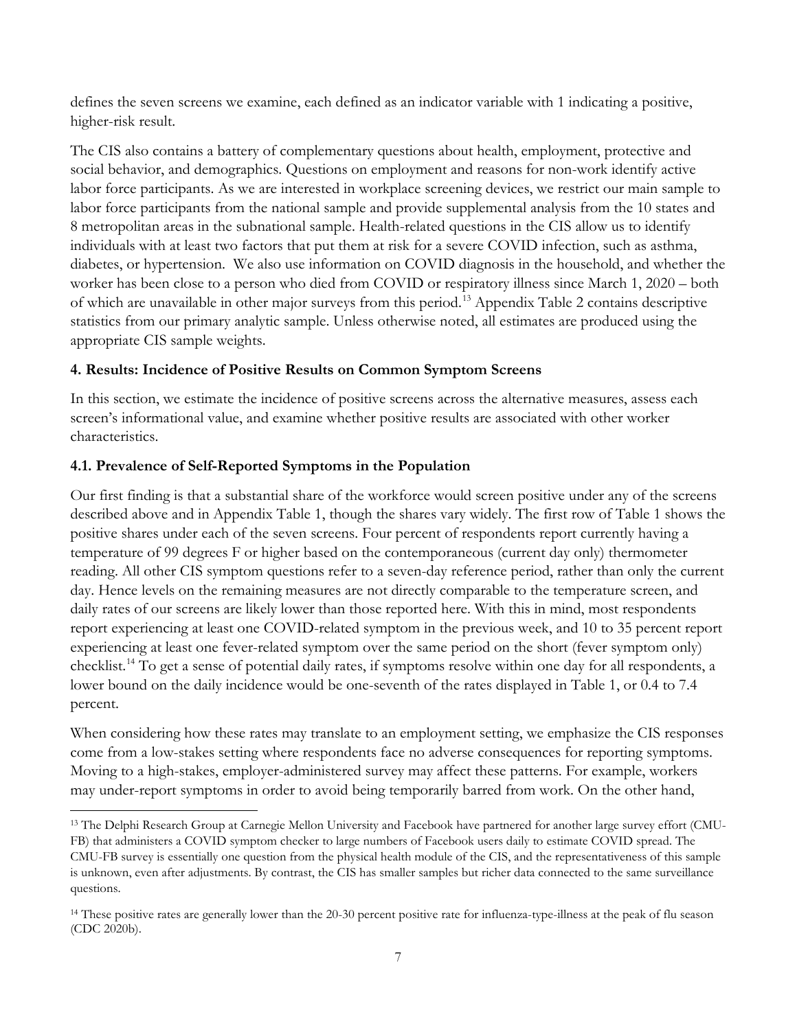defines the seven screens we examine, each defined as an indicator variable with 1 indicating a positive, higher-risk result.

The CIS also contains a battery of complementary questions about health, employment, protective and social behavior, and demographics. Questions on employment and reasons for non-work identify active labor force participants. As we are interested in workplace screening devices, we restrict our main sample to labor force participants from the national sample and provide supplemental analysis from the 10 states and 8 metropolitan areas in the subnational sample. Health-related questions in the CIS allow us to identify individuals with at least two factors that put them at risk for a severe COVID infection, such as asthma, diabetes, or hypertension. We also use information on COVID diagnosis in the household, and whether the worker has been close to a person who died from COVID or respiratory illness since March 1, 2020 – both of which are unavailable in other major surveys from this period.[13] Appendix Table 2 contains descriptive statistics from our primary analytic sample. Unless otherwise noted, all estimates are produced using the appropriate CIS sample weights.

## 4. Results: Incidence of Positive Results on Common Symptom Screens

In this section, we estimate the incidence of positive screens across the alternative measures, assess each screen's informational value, and examine whether positive results are associated with other worker characteristics.

### 4.1. Prevalence of Self-Reported Symptoms in the Population

Our first finding is that a substantial share of the workforce would screen positive under any of the screens described above and in Appendix Table 1, though the shares vary widely. The first row of Table 1 shows the positive shares under each of the seven screens. Four percent of respondents report currently having a temperature of 99 degrees F or higher based on the contemporaneous (current day only) thermometer reading. All other CIS symptom questions refer to a seven-day reference period, rather than only the current day. Hence levels on the remaining measures are not directly comparable to the temperature screen, and daily rates of our screens are likely lower than those reported here. With this in mind, most respondents report experiencing at least one COVID-related symptom in the previous week, and 10 to 35 percent report experiencing at least one fever-related symptom over the same period on the short (fever symptom only) checklist.[14] To get a sense of potential daily rates, if symptoms resolve within one day for all respondents, a lower bound on the daily incidence would be one-seventh of the rates displayed in Table 1, or 0.4 to 7.4 percent.

When considering how these rates may translate to an employment setting, we emphasize the CIS responses come from a low-stakes setting where respondents face no adverse consequences for reporting symptoms. Moving to a high-stakes, employer-administered survey may affect these patterns. For example, workers may under-report symptoms in order to avoid being temporarily barred from work. On the other hand,

---

[13] The Delphi Research Group at Carnegie Mellon University and Facebook have partnered for another large survey effort (CMU-FB) that administers a COVID symptom checker to large numbers of Facebook users daily to estimate COVID spread. The CMU-FB survey is essentially one question from the physical health module of the CIS, and the representativeness of this sample is unknown, even after adjustments. By contrast, the CIS has smaller samples but richer data connected to the same surveillance questions.

[14] These positive rates are generally lower than the 20-30 percent positive rate for influenza-type-illness at the peak of flu season (CDC 2020b).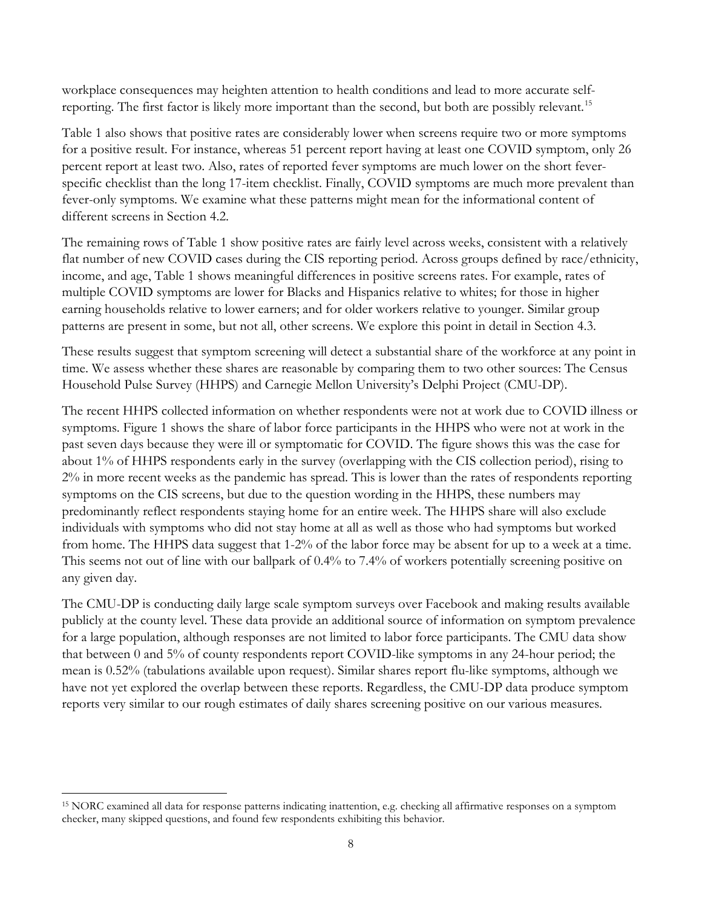workplace consequences may heighten attention to health conditions and lead to more accurate self-reporting. The first factor is likely more important than the second, but both are possibly relevant.[15]

Table 1 also shows that positive rates are considerably lower when screens require two or more symptoms for a positive result. For instance, whereas 51 percent report having at least one COVID symptom, only 26 percent report at least two. Also, rates of reported fever symptoms are much lower on the short fever-specific checklist than the long 17-item checklist. Finally, COVID symptoms are much more prevalent than fever-only symptoms. We examine what these patterns might mean for the informational content of different screens in Section 4.2.

The remaining rows of Table 1 show positive rates are fairly level across weeks, consistent with a relatively flat number of new COVID cases during the CIS reporting period. Across groups defined by race/ethnicity, income, and age, Table 1 shows meaningful differences in positive screens rates. For example, rates of multiple COVID symptoms are lower for Blacks and Hispanics relative to whites; for those in higher earning households relative to lower earners; and for older workers relative to younger. Similar group patterns are present in some, but not all, other screens. We explore this point in detail in Section 4.3.

These results suggest that symptom screening will detect a substantial share of the workforce at any point in time. We assess whether these shares are reasonable by comparing them to two other sources: The Census Household Pulse Survey (HHPS) and Carnegie Mellon University's Delphi Project (CMU-DP).

The recent HHPS collected information on whether respondents were not at work due to COVID illness or symptoms. Figure 1 shows the share of labor force participants in the HHPS who were not at work in the past seven days because they were ill or symptomatic for COVID. The figure shows this was the case for about 1% of HHPS respondents early in the survey (overlapping with the CIS collection period), rising to 2% in more recent weeks as the pandemic has spread. This is lower than the rates of respondents reporting symptoms on the CIS screens, but due to the question wording in the HHPS, these numbers may predominantly reflect respondents staying home for an entire week. The HHPS share will also exclude individuals with symptoms who did not stay home at all as well as those who had symptoms but worked from home. The HHPS data suggest that 1-2% of the labor force may be absent for up to a week at a time. This seems not out of line with our ballpark of 0.4% to 7.4% of workers potentially screening positive on any given day.

The CMU-DP is conducting daily large scale symptom surveys over Facebook and making results available publicly at the county level. These data provide an additional source of information on symptom prevalence for a large population, although responses are not limited to labor force participants. The CMU data show that between 0 and 5% of county respondents report COVID-like symptoms in any 24-hour period; the mean is 0.52% (tabulations available upon request). Similar shares report flu-like symptoms, although we have not yet explored the overlap between these reports. Regardless, the CMU-DP data produce symptom reports very similar to our rough estimates of daily shares screening positive on our various measures.

[15] NORC examined all data for response patterns indicating inattention, e.g. checking all affirmative responses on a symptom checker, many skipped questions, and found few respondents exhibiting this behavior.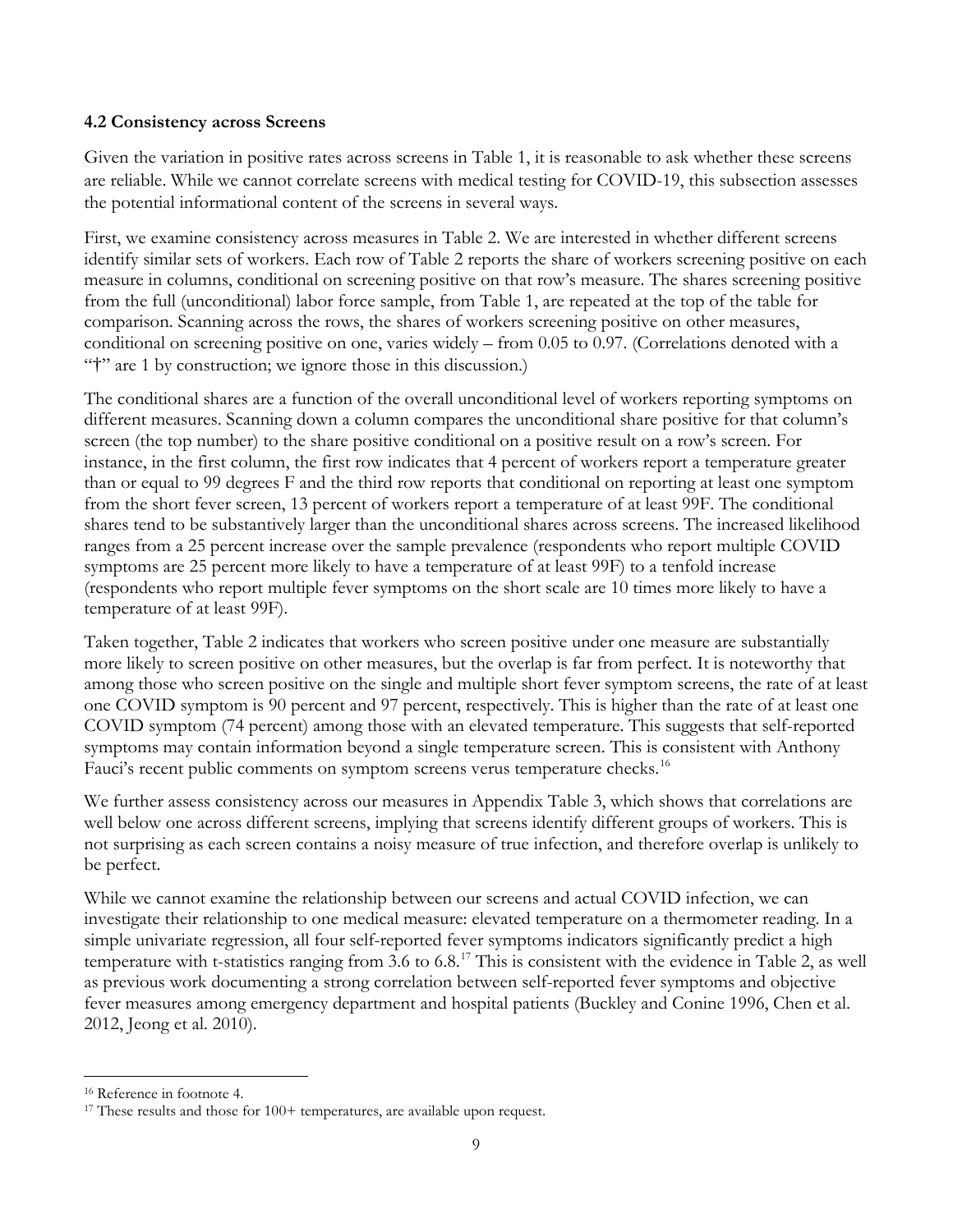### 4.2 Consistency across Screens

Given the variation in positive rates across screens in Table 1, it is reasonable to ask whether these screens are reliable. While we cannot correlate screens with medical testing for COVID-19, this subsection assesses the potential informational content of the screens in several ways.

First, we examine consistency across measures in Table 2. We are interested in whether different screens identify similar sets of workers. Each row of Table 2 reports the share of workers screening positive on each measure in columns, conditional on screening positive on that row's measure. The shares screening positive from the full (unconditional) labor force sample, from Table 1, are repeated at the top of the table for comparison. Scanning across the rows, the shares of workers screening positive on other measures, conditional on screening positive on one, varies widely – from 0.05 to 0.97. (Correlations denoted with a "†" are 1 by construction; we ignore those in this discussion.)

The conditional shares are a function of the overall unconditional level of workers reporting symptoms on different measures. Scanning down a column compares the unconditional share positive for that column's screen (the top number) to the share positive conditional on a positive result on a row's screen. For instance, in the first column, the first row indicates that 4 percent of workers report a temperature greater than or equal to 99 degrees F and the third row reports that conditional on reporting at least one symptom from the short fever screen, 13 percent of workers report a temperature of at least 99F. The conditional shares tend to be substantively larger than the unconditional shares across screens. The increased likelihood ranges from a 25 percent increase over the sample prevalence (respondents who report multiple COVID symptoms are 25 percent more likely to have a temperature of at least 99F) to a tenfold increase (respondents who report multiple fever symptoms on the short scale are 10 times more likely to have a temperature of at least 99F).

Taken together, Table 2 indicates that workers who screen positive under one measure are substantially more likely to screen positive on other measures, but the overlap is far from perfect. It is noteworthy that among those who screen positive on the single and multiple short fever symptom screens, the rate of at least one COVID symptom is 90 percent and 97 percent, respectively. This is higher than the rate of at least one COVID symptom (74 percent) among those with an elevated temperature. This suggests that self-reported symptoms may contain information beyond a single temperature screen. This is consistent with Anthony Fauci's recent public comments on symptom screens verus temperature checks.[16]

We further assess consistency across our measures in Appendix Table 3, which shows that correlations are well below one across different screens, implying that screens identify different groups of workers. This is not surprising as each screen contains a noisy measure of true infection, and therefore overlap is unlikely to be perfect.

While we cannot examine the relationship between our screens and actual COVID infection, we can investigate their relationship to one medical measure: elevated temperature on a thermometer reading. In a simple univariate regression, all four self-reported fever symptoms indicators significantly predict a high temperature with t-statistics ranging from 3.6 to 6.8.[17] This is consistent with the evidence in Table 2, as well as previous work documenting a strong correlation between self-reported fever symptoms and objective fever measures among emergency department and hospital patients (Buckley and Conine 1996, Chen et al. 2012, Jeong et al. 2010).

---

[16] Reference in footnote 4.

[17] These results and those for 100+ temperatures, are available upon request.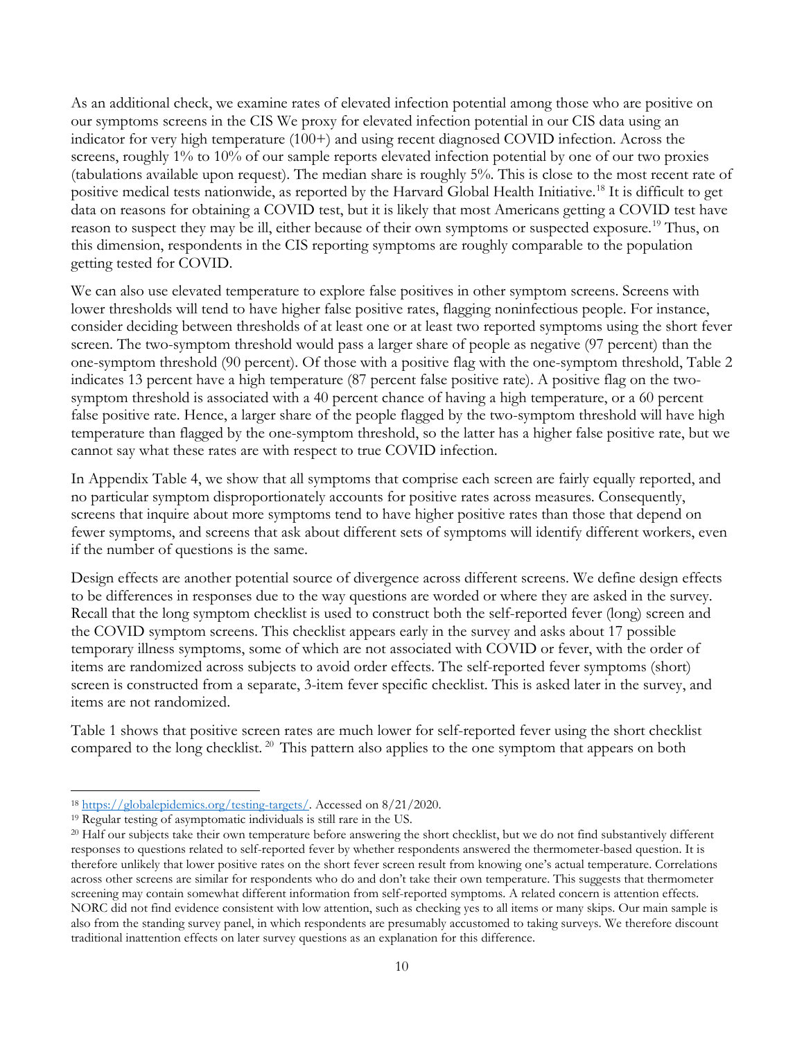As an additional check, we examine rates of elevated infection potential among those who are positive on our symptoms screens in the CIS We proxy for elevated infection potential in our CIS data using an indicator for very high temperature (100+) and using recent diagnosed COVID infection. Across the screens, roughly 1% to 10% of our sample reports elevated infection potential by one of our two proxies (tabulations available upon request). The median share is roughly 5%. This is close to the most recent rate of positive medical tests nationwide, as reported by the Harvard Global Health Initiative.[18] It is difficult to get data on reasons for obtaining a COVID test, but it is likely that most Americans getting a COVID test have reason to suspect they may be ill, either because of their own symptoms or suspected exposure.[19] Thus, on this dimension, respondents in the CIS reporting symptoms are roughly comparable to the population getting tested for COVID.

We can also use elevated temperature to explore false positives in other symptom screens. Screens with lower thresholds will tend to have higher false positive rates, flagging noninfectious people. For instance, consider deciding between thresholds of at least one or at least two reported symptoms using the short fever screen. The two-symptom threshold would pass a larger share of people as negative (97 percent) than the one-symptom threshold (90 percent). Of those with a positive flag with the one-symptom threshold, Table 2 indicates 13 percent have a high temperature (87 percent false positive rate). A positive flag on the two-symptom threshold is associated with a 40 percent chance of having a high temperature, or a 60 percent false positive rate. Hence, a larger share of the people flagged by the two-symptom threshold will have high temperature than flagged by the one-symptom threshold, so the latter has a higher false positive rate, but we cannot say what these rates are with respect to true COVID infection.

In Appendix Table 4, we show that all symptoms that comprise each screen are fairly equally reported, and no particular symptom disproportionately accounts for positive rates across measures. Consequently, screens that inquire about more symptoms tend to have higher positive rates than those that depend on fewer symptoms, and screens that ask about different sets of symptoms will identify different workers, even if the number of questions is the same.

Design effects are another potential source of divergence across different screens. We define design effects to be differences in responses due to the way questions are worded or where they are asked in the survey. Recall that the long symptom checklist is used to construct both the self-reported fever (long) screen and the COVID symptom screens. This checklist appears early in the survey and asks about 17 possible temporary illness symptoms, some of which are not associated with COVID or fever, with the order of items are randomized across subjects to avoid order effects. The self-reported fever symptoms (short) screen is constructed from a separate, 3-item fever specific checklist. This is asked later in the survey, and items are not randomized.

Table 1 shows that positive screen rates are much lower for self-reported fever using the short checklist compared to the long checklist.[20] This pattern also applies to the one symptom that appears on both

---

[18] https://globalepidemics.org/testing-targets/. Accessed on 8/21/2020.

[19] Regular testing of asymptomatic individuals is still rare in the US.

[20] Half our subjects take their own temperature before answering the short checklist, but we do not find substantively different responses to questions related to self-reported fever by whether respondents answered the thermometer-based question. It is therefore unlikely that lower positive rates on the short fever screen result from knowing one's actual temperature. Correlations across other screens are similar for respondents who do and don't take their own temperature. This suggests that thermometer screening may contain somewhat different information from self-reported symptoms. A related concern is attention effects. NORC did not find evidence consistent with low attention, such as checking yes to all items or many skips. Our main sample is also from the standing survey panel, in which respondents are presumably accustomed to taking surveys. We therefore discount traditional inattention effects on later survey questions as an explanation for this difference.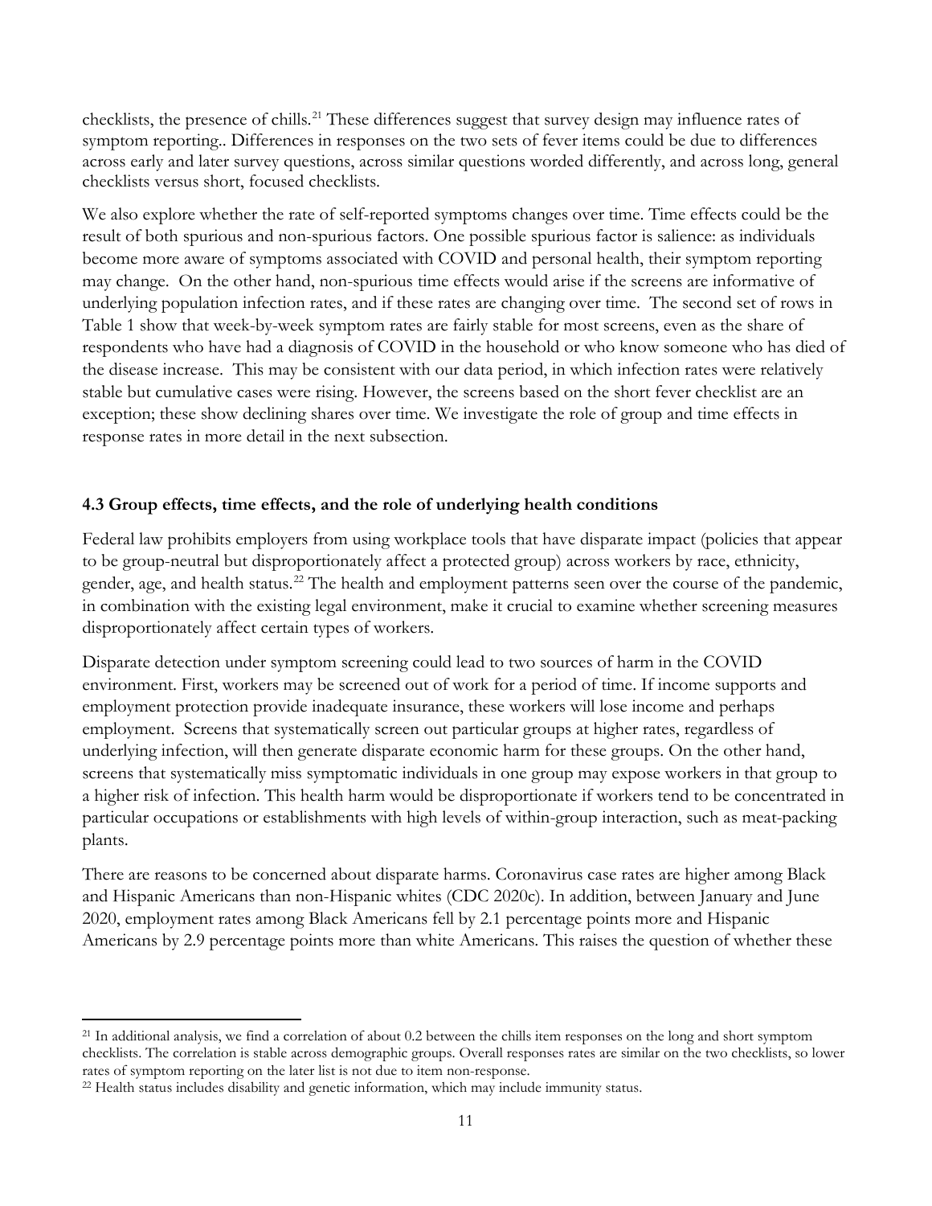checklists, the presence of chills.[21] These differences suggest that survey design may influence rates of symptom reporting.. Differences in responses on the two sets of fever items could be due to differences across early and later survey questions, across similar questions worded differently, and across long, general checklists versus short, focused checklists.

We also explore whether the rate of self-reported symptoms changes over time. Time effects could be the result of both spurious and non-spurious factors. One possible spurious factor is salience: as individuals become more aware of symptoms associated with COVID and personal health, their symptom reporting may change. On the other hand, non-spurious time effects would arise if the screens are informative of underlying population infection rates, and if these rates are changing over time. The second set of rows in Table 1 show that week-by-week symptom rates are fairly stable for most screens, even as the share of respondents who have had a diagnosis of COVID in the household or who know someone who has died of the disease increase. This may be consistent with our data period, in which infection rates were relatively stable but cumulative cases were rising. However, the screens based on the short fever checklist are an exception; these show declining shares over time. We investigate the role of group and time effects in response rates in more detail in the next subsection.

### 4.3 Group effects, time effects, and the role of underlying health conditions

Federal law prohibits employers from using workplace tools that have disparate impact (policies that appear to be group-neutral but disproportionately affect a protected group) across workers by race, ethnicity, gender, age, and health status.[22] The health and employment patterns seen over the course of the pandemic, in combination with the existing legal environment, make it crucial to examine whether screening measures disproportionately affect certain types of workers.

Disparate detection under symptom screening could lead to two sources of harm in the COVID environment. First, workers may be screened out of work for a period of time. If income supports and employment protection provide inadequate insurance, these workers will lose income and perhaps employment. Screens that systematically screen out particular groups at higher rates, regardless of underlying infection, will then generate disparate economic harm for these groups. On the other hand, screens that systematically miss symptomatic individuals in one group may expose workers in that group to a higher risk of infection. This health harm would be disproportionate if workers tend to be concentrated in particular occupations or establishments with high levels of within-group interaction, such as meat-packing plants.

There are reasons to be concerned about disparate harms. Coronavirus case rates are higher among Black and Hispanic Americans than non-Hispanic whites (CDC 2020c). In addition, between January and June 2020, employment rates among Black Americans fell by 2.1 percentage points more and Hispanic Americans by 2.9 percentage points more than white Americans. This raises the question of whether these

---

[21] In additional analysis, we find a correlation of about 0.2 between the chills item responses on the long and short symptom checklists. The correlation is stable across demographic groups. Overall responses rates are similar on the two checklists, so lower rates of symptom reporting on the later list is not due to item non-response.

[22] Health status includes disability and genetic information, which may include immunity status.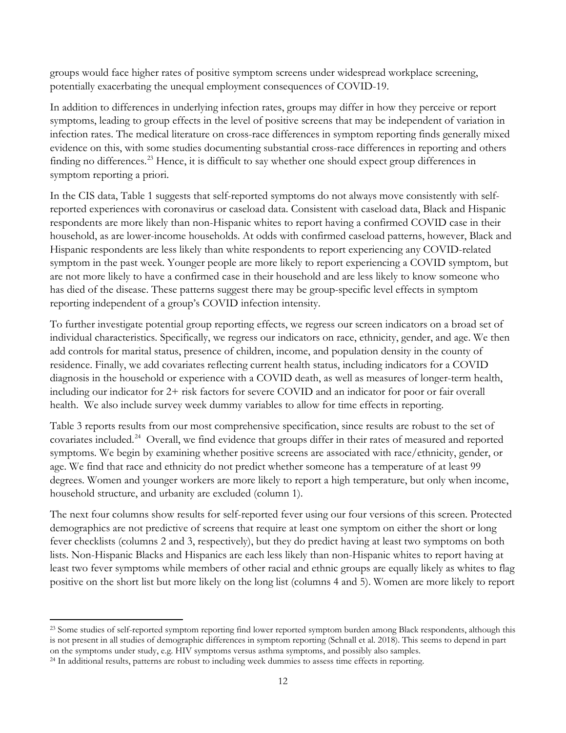groups would face higher rates of positive symptom screens under widespread workplace screening, potentially exacerbating the unequal employment consequences of COVID-19.

In addition to differences in underlying infection rates, groups may differ in how they perceive or report symptoms, leading to group effects in the level of positive screens that may be independent of variation in infection rates. The medical literature on cross-race differences in symptom reporting finds generally mixed evidence on this, with some studies documenting substantial cross-race differences in reporting and others finding no differences.[23] Hence, it is difficult to say whether one should expect group differences in symptom reporting a priori.

In the CIS data, Table 1 suggests that self-reported symptoms do not always move consistently with self-reported experiences with coronavirus or caseload data. Consistent with caseload data, Black and Hispanic respondents are more likely than non-Hispanic whites to report having a confirmed COVID case in their household, as are lower-income households. At odds with confirmed caseload patterns, however, Black and Hispanic respondents are less likely than white respondents to report experiencing any COVID-related symptom in the past week. Younger people are more likely to report experiencing a COVID symptom, but are not more likely to have a confirmed case in their household and are less likely to know someone who has died of the disease. These patterns suggest there may be group-specific level effects in symptom reporting independent of a group's COVID infection intensity.

To further investigate potential group reporting effects, we regress our screen indicators on a broad set of individual characteristics. Specifically, we regress our indicators on race, ethnicity, gender, and age. We then add controls for marital status, presence of children, income, and population density in the county of residence. Finally, we add covariates reflecting current health status, including indicators for a COVID diagnosis in the household or experience with a COVID death, as well as measures of longer-term health, including our indicator for 2+ risk factors for severe COVID and an indicator for poor or fair overall health. We also include survey week dummy variables to allow for time effects in reporting.

Table 3 reports results from our most comprehensive specification, since results are robust to the set of covariates included.[24] Overall, we find evidence that groups differ in their rates of measured and reported symptoms. We begin by examining whether positive screens are associated with race/ethnicity, gender, or age. We find that race and ethnicity do not predict whether someone has a temperature of at least 99 degrees. Women and younger workers are more likely to report a high temperature, but only when income, household structure, and urbanity are excluded (column 1).

The next four columns show results for self-reported fever using our four versions of this screen. Protected demographics are not predictive of screens that require at least one symptom on either the short or long fever checklists (columns 2 and 3, respectively), but they do predict having at least two symptoms on both lists. Non-Hispanic Blacks and Hispanics are each less likely than non-Hispanic whites to report having at least two fever symptoms while members of other racial and ethnic groups are equally likely as whites to flag positive on the short list but more likely on the long list (columns 4 and 5). Women are more likely to report

[23] Some studies of self-reported symptom reporting find lower reported symptom burden among Black respondents, although this is not present in all studies of demographic differences in symptom reporting (Schnall et al. 2018). This seems to depend in part on the symptoms under study, e.g. HIV symptoms versus asthma symptoms, and possibly also samples.

[24] In additional results, patterns are robust to including week dummies to assess time effects in reporting.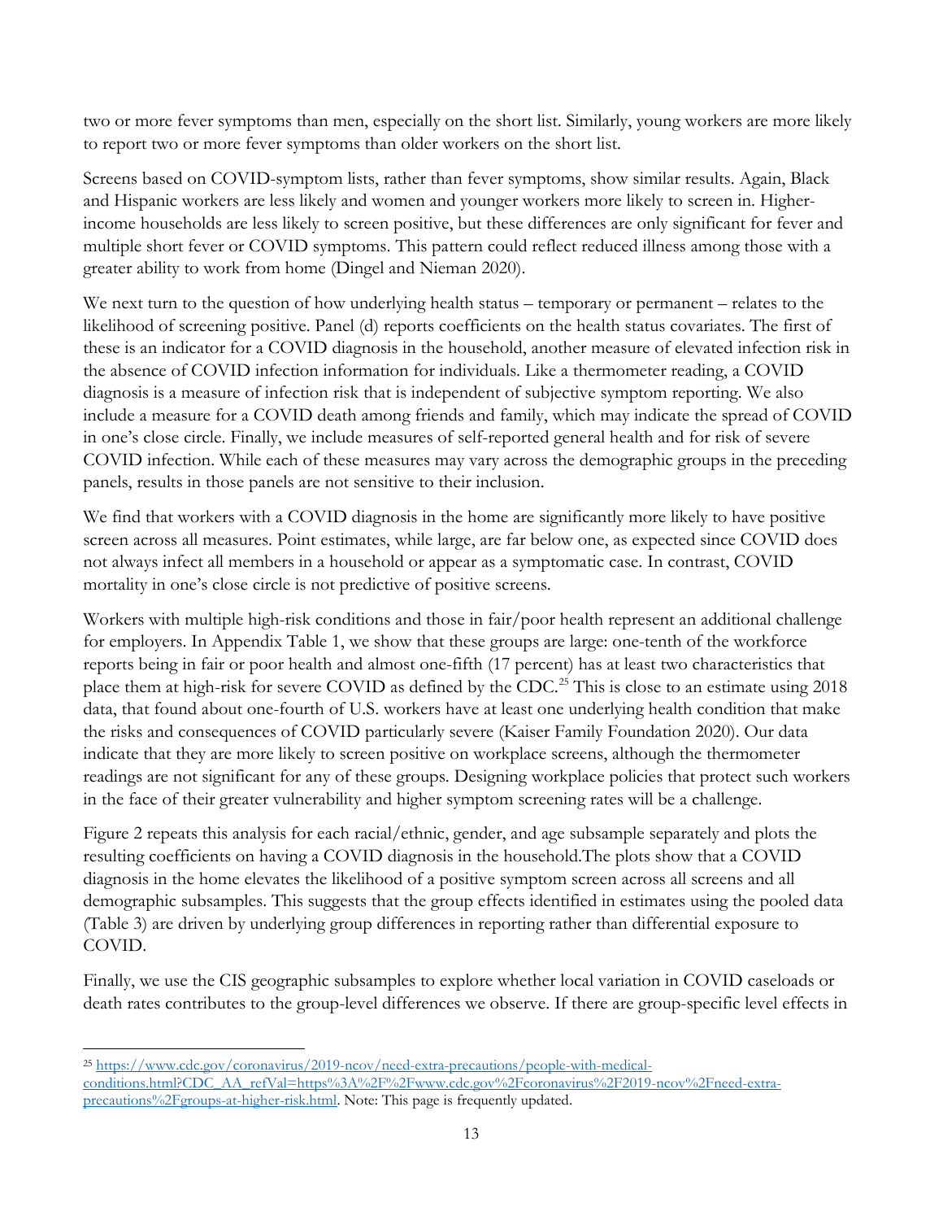two or more fever symptoms than men, especially on the short list. Similarly, young workers are more likely to report two or more fever symptoms than older workers on the short list.

Screens based on COVID-symptom lists, rather than fever symptoms, show similar results. Again, Black and Hispanic workers are less likely and women and younger workers more likely to screen in. Higher-income households are less likely to screen positive, but these differences are only significant for fever and multiple short fever or COVID symptoms. This pattern could reflect reduced illness among those with a greater ability to work from home (Dingel and Nieman 2020).

We next turn to the question of how underlying health status – temporary or permanent – relates to the likelihood of screening positive. Panel (d) reports coefficients on the health status covariates. The first of these is an indicator for a COVID diagnosis in the household, another measure of elevated infection risk in the absence of COVID infection information for individuals. Like a thermometer reading, a COVID diagnosis is a measure of infection risk that is independent of subjective symptom reporting. We also include a measure for a COVID death among friends and family, which may indicate the spread of COVID in one's close circle. Finally, we include measures of self-reported general health and for risk of severe COVID infection. While each of these measures may vary across the demographic groups in the preceding panels, results in those panels are not sensitive to their inclusion.

We find that workers with a COVID diagnosis in the home are significantly more likely to have positive screen across all measures. Point estimates, while large, are far below one, as expected since COVID does not always infect all members in a household or appear as a symptomatic case. In contrast, COVID mortality in one's close circle is not predictive of positive screens.

Workers with multiple high-risk conditions and those in fair/poor health represent an additional challenge for employers. In Appendix Table 1, we show that these groups are large: one-tenth of the workforce reports being in fair or poor health and almost one-fifth (17 percent) has at least two characteristics that place them at high-risk for severe COVID as defined by the CDC.[25] This is close to an estimate using 2018 data, that found about one-fourth of U.S. workers have at least one underlying health condition that make the risks and consequences of COVID particularly severe (Kaiser Family Foundation 2020). Our data indicate that they are more likely to screen positive on workplace screens, although the thermometer readings are not significant for any of these groups. Designing workplace policies that protect such workers in the face of their greater vulnerability and higher symptom screening rates will be a challenge.

Figure 2 repeats this analysis for each racial/ethnic, gender, and age subsample separately and plots the resulting coefficients on having a COVID diagnosis in the household.The plots show that a COVID diagnosis in the home elevates the likelihood of a positive symptom screen across all screens and all demographic subsamples. This suggests that the group effects identified in estimates using the pooled data (Table 3) are driven by underlying group differences in reporting rather than differential exposure to COVID.

Finally, we use the CIS geographic subsamples to explore whether local variation in COVID caseloads or death rates contributes to the group-level differences we observe. If there are group-specific level effects in

[25] https://www.cdc.gov/coronavirus/2019-ncov/need-extra-precautions/people-with-medical-conditions.html?CDC_AA_refVal=https%3A%2F%2Fwww.cdc.gov%2Fcoronavirus%2F2019-ncov%2Fneed-extra-precautions%2Fgroups-at-higher-risk.html. Note: This page is frequently updated.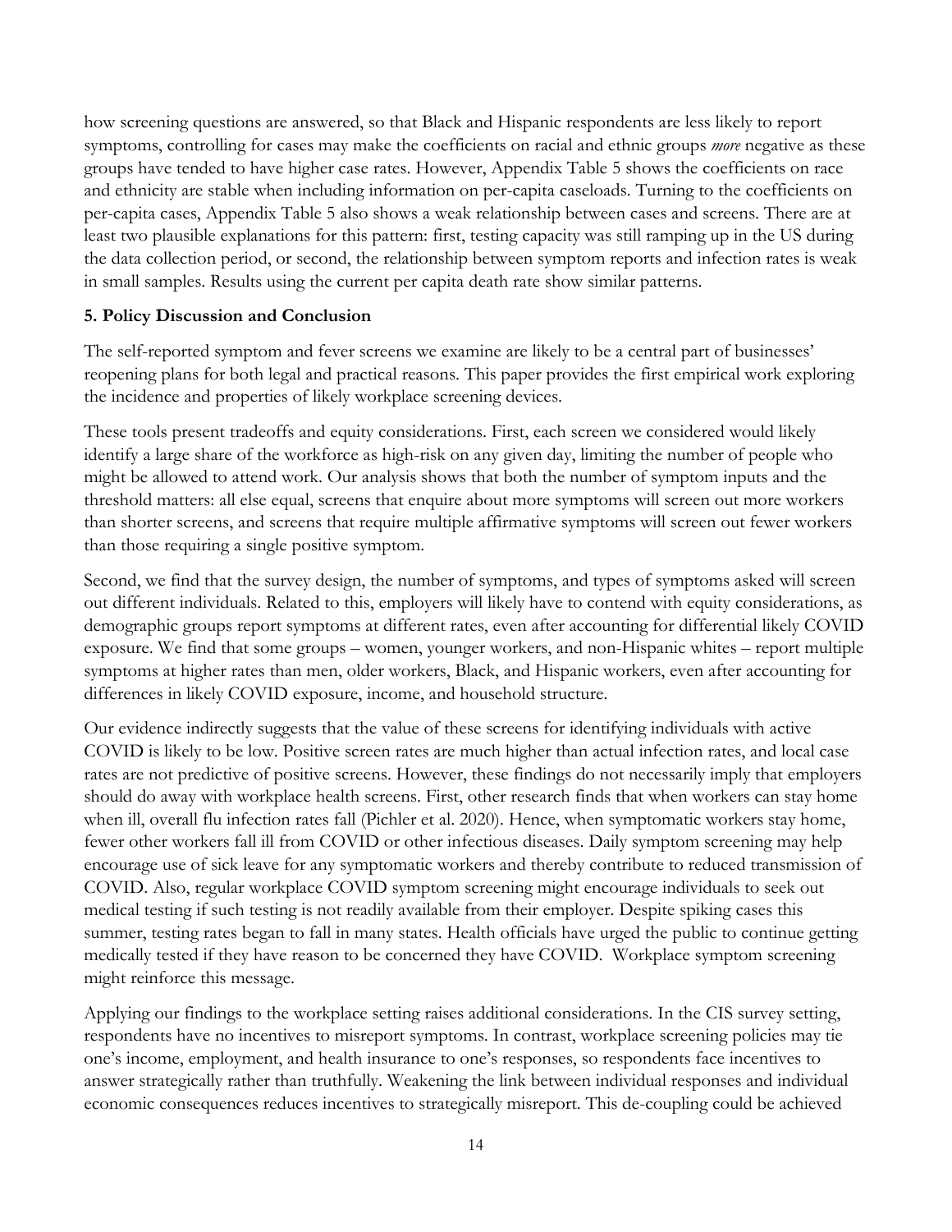how screening questions are answered, so that Black and Hispanic respondents are less likely to report symptoms, controlling for cases may make the coefficients on racial and ethnic groups *more* negative as these groups have tended to have higher case rates. However, Appendix Table 5 shows the coefficients on race and ethnicity are stable when including information on per-capita caseloads. Turning to the coefficients on per-capita cases, Appendix Table 5 also shows a weak relationship between cases and screens. There are at least two plausible explanations for this pattern: first, testing capacity was still ramping up in the US during the data collection period, or second, the relationship between symptom reports and infection rates is weak in small samples. Results using the current per capita death rate show similar patterns.

## 5. Policy Discussion and Conclusion

The self-reported symptom and fever screens we examine are likely to be a central part of businesses' reopening plans for both legal and practical reasons. This paper provides the first empirical work exploring the incidence and properties of likely workplace screening devices.

These tools present tradeoffs and equity considerations. First, each screen we considered would likely identify a large share of the workforce as high-risk on any given day, limiting the number of people who might be allowed to attend work. Our analysis shows that both the number of symptom inputs and the threshold matters: all else equal, screens that enquire about more symptoms will screen out more workers than shorter screens, and screens that require multiple affirmative symptoms will screen out fewer workers than those requiring a single positive symptom.

Second, we find that the survey design, the number of symptoms, and types of symptoms asked will screen out different individuals. Related to this, employers will likely have to contend with equity considerations, as demographic groups report symptoms at different rates, even after accounting for differential likely COVID exposure. We find that some groups – women, younger workers, and non-Hispanic whites – report multiple symptoms at higher rates than men, older workers, Black, and Hispanic workers, even after accounting for differences in likely COVID exposure, income, and household structure.

Our evidence indirectly suggests that the value of these screens for identifying individuals with active COVID is likely to be low. Positive screen rates are much higher than actual infection rates, and local case rates are not predictive of positive screens. However, these findings do not necessarily imply that employers should do away with workplace health screens. First, other research finds that when workers can stay home when ill, overall flu infection rates fall (Pichler et al. 2020). Hence, when symptomatic workers stay home, fewer other workers fall ill from COVID or other infectious diseases. Daily symptom screening may help encourage use of sick leave for any symptomatic workers and thereby contribute to reduced transmission of COVID. Also, regular workplace COVID symptom screening might encourage individuals to seek out medical testing if such testing is not readily available from their employer. Despite spiking cases this summer, testing rates began to fall in many states. Health officials have urged the public to continue getting medically tested if they have reason to be concerned they have COVID. Workplace symptom screening might reinforce this message.

Applying our findings to the workplace setting raises additional considerations. In the CIS survey setting, respondents have no incentives to misreport symptoms. In contrast, workplace screening policies may tie one's income, employment, and health insurance to one's responses, so respondents face incentives to answer strategically rather than truthfully. Weakening the link between individual responses and individual economic consequences reduces incentives to strategically misreport. This de-coupling could be achieved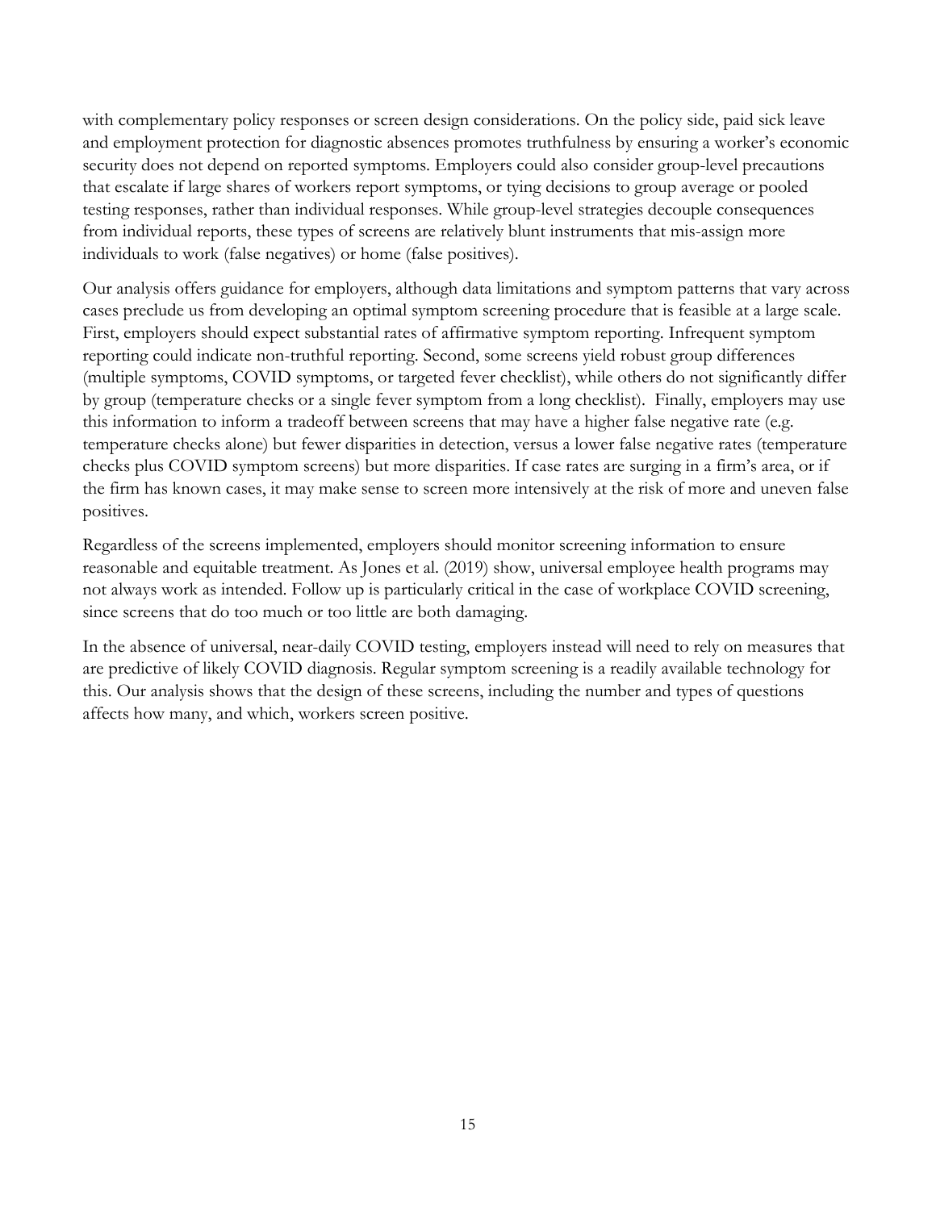with complementary policy responses or screen design considerations. On the policy side, paid sick leave and employment protection for diagnostic absences promotes truthfulness by ensuring a worker's economic security does not depend on reported symptoms. Employers could also consider group-level precautions that escalate if large shares of workers report symptoms, or tying decisions to group average or pooled testing responses, rather than individual responses. While group-level strategies decouple consequences from individual reports, these types of screens are relatively blunt instruments that mis-assign more individuals to work (false negatives) or home (false positives).

Our analysis offers guidance for employers, although data limitations and symptom patterns that vary across cases preclude us from developing an optimal symptom screening procedure that is feasible at a large scale. First, employers should expect substantial rates of affirmative symptom reporting. Infrequent symptom reporting could indicate non-truthful reporting. Second, some screens yield robust group differences (multiple symptoms, COVID symptoms, or targeted fever checklist), while others do not significantly differ by group (temperature checks or a single fever symptom from a long checklist). Finally, employers may use this information to inform a tradeoff between screens that may have a higher false negative rate (e.g. temperature checks alone) but fewer disparities in detection, versus a lower false negative rates (temperature checks plus COVID symptom screens) but more disparities. If case rates are surging in a firm's area, or if the firm has known cases, it may make sense to screen more intensively at the risk of more and uneven false positives.

Regardless of the screens implemented, employers should monitor screening information to ensure reasonable and equitable treatment. As Jones et al. (2019) show, universal employee health programs may not always work as intended. Follow up is particularly critical in the case of workplace COVID screening, since screens that do too much or too little are both damaging.

In the absence of universal, near-daily COVID testing, employers instead will need to rely on measures that are predictive of likely COVID diagnosis. Regular symptom screening is a readily available technology for this. Our analysis shows that the design of these screens, including the number and types of questions affects how many, and which, workers screen positive.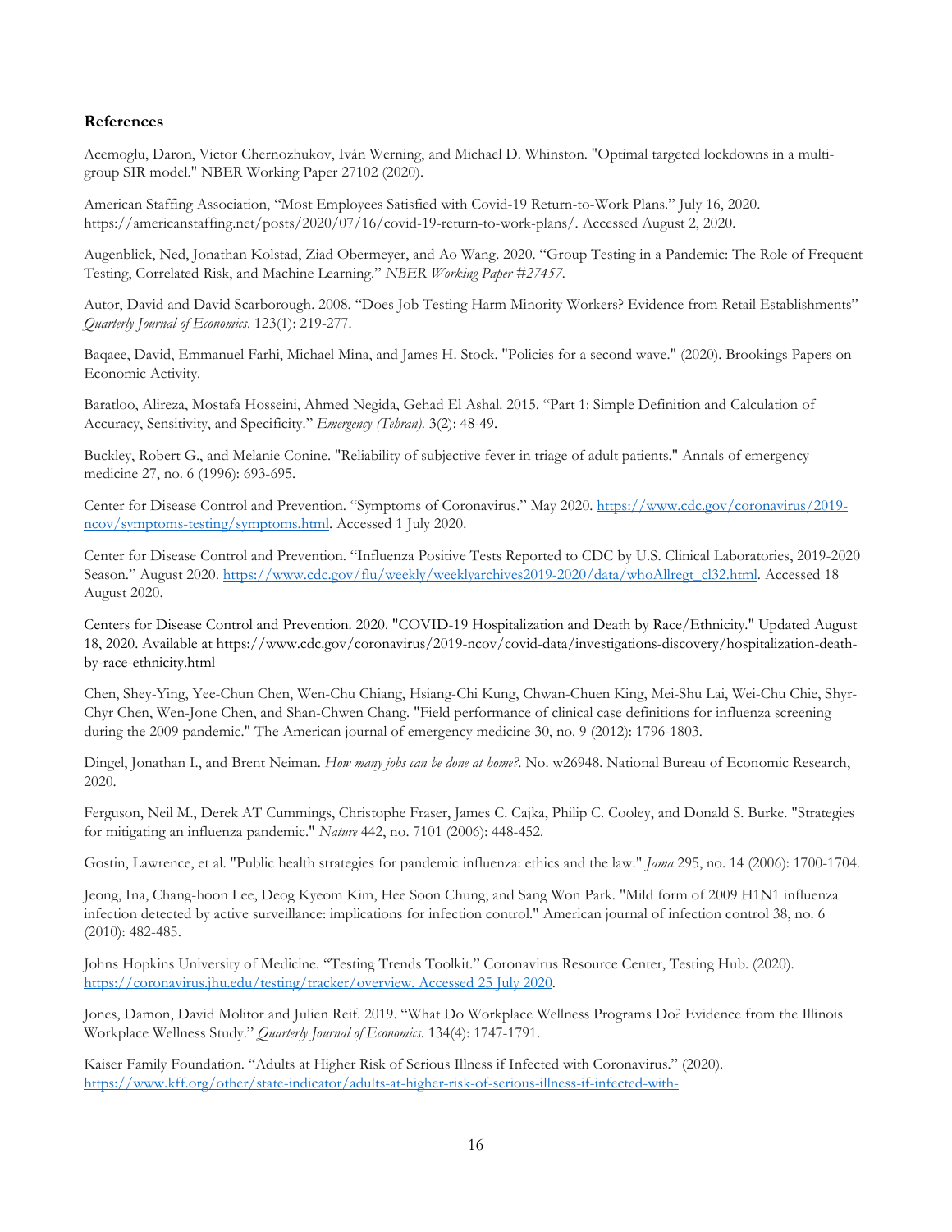### References

Acemoglu, Daron, Victor Chernozhukov, Iván Werning, and Michael D. Whinston. "Optimal targeted lockdowns in a multi-group SIR model." NBER Working Paper 27102 (2020).

American Staffing Association, "Most Employees Satisfied with Covid-19 Return-to-Work Plans." July 16, 2020. https://americanstaffing.net/posts/2020/07/16/covid-19-return-to-work-plans/. Accessed August 2, 2020.

Augenblick, Ned, Jonathan Kolstad, Ziad Obermeyer, and Ao Wang. 2020. "Group Testing in a Pandemic: The Role of Frequent Testing, Correlated Risk, and Machine Learning." *NBER Working Paper #27457*.

Autor, David and David Scarborough. 2008. "Does Job Testing Harm Minority Workers? Evidence from Retail Establishments" *Quarterly Journal of Economics*. 123(1): 219-277.

Baqaee, David, Emmanuel Farhi, Michael Mina, and James H. Stock. "Policies for a second wave." (2020). Brookings Papers on Economic Activity.

Baratloo, Alireza, Mostafa Hosseini, Ahmed Negida, Gehad El Ashal. 2015. "Part 1: Simple Definition and Calculation of Accuracy, Sensitivity, and Specificity." *Emergency (Tehran)*. 3(2): 48-49.

Buckley, Robert G., and Melanie Conine. "Reliability of subjective fever in triage of adult patients." Annals of emergency medicine 27, no. 6 (1996): 693-695.

Center for Disease Control and Prevention. "Symptoms of Coronavirus." May 2020. https://www.cdc.gov/coronavirus/2019-ncov/symptoms-testing/symptoms.html. Accessed 1 July 2020.

Center for Disease Control and Prevention. "Influenza Positive Tests Reported to CDC by U.S. Clinical Laboratories, 2019-2020 Season." August 2020. https://www.cdc.gov/flu/weekly/weeklyarchives2019-2020/data/whoAllregt_cl32.html. Accessed 18 August 2020.

Centers for Disease Control and Prevention. 2020. "COVID-19 Hospitalization and Death by Race/Ethnicity." Updated August 18, 2020. Available at https://www.cdc.gov/coronavirus/2019-ncov/covid-data/investigations-discovery/hospitalization-death-by-race-ethnicity.html

Chen, Shey-Ying, Yee-Chun Chen, Wen-Chu Chiang, Hsiang-Chi Kung, Chwan-Chuen King, Mei-Shu Lai, Wei-Chu Chie, Shyr-Chyr Chen, Wen-Jone Chen, and Shan-Chwen Chang. "Field performance of clinical case definitions for influenza screening during the 2009 pandemic." The American journal of emergency medicine 30, no. 9 (2012): 1796-1803.

Dingel, Jonathan I., and Brent Neiman. *How many jobs can be done at home?*. No. w26948. National Bureau of Economic Research, 2020.

Ferguson, Neil M., Derek AT Cummings, Christophe Fraser, James C. Cajka, Philip C. Cooley, and Donald S. Burke. "Strategies for mitigating an influenza pandemic." *Nature* 442, no. 7101 (2006): 448-452.

Gostin, Lawrence, et al. "Public health strategies for pandemic influenza: ethics and the law." *Jama* 295, no. 14 (2006): 1700-1704.

Jeong, Ina, Chang-hoon Lee, Deog Kyeom Kim, Hee Soon Chung, and Sang Won Park. "Mild form of 2009 H1N1 influenza infection detected by active surveillance: implications for infection control." American journal of infection control 38, no. 6 (2010): 482-485.

Johns Hopkins University of Medicine. "Testing Trends Toolkit." Coronavirus Resource Center, Testing Hub. (2020). https://coronavirus.jhu.edu/testing/tracker/overview. Accessed 25 July 2020.

Jones, Damon, David Molitor and Julien Reif. 2019. "What Do Workplace Wellness Programs Do? Evidence from the Illinois Workplace Wellness Study." *Quarterly Journal of Economics*. 134(4): 1747-1791.

Kaiser Family Foundation. "Adults at Higher Risk of Serious Illness if Infected with Coronavirus." (2020). https://www.kff.org/other/state-indicator/adults-at-higher-risk-of-serious-illness-if-infected-with-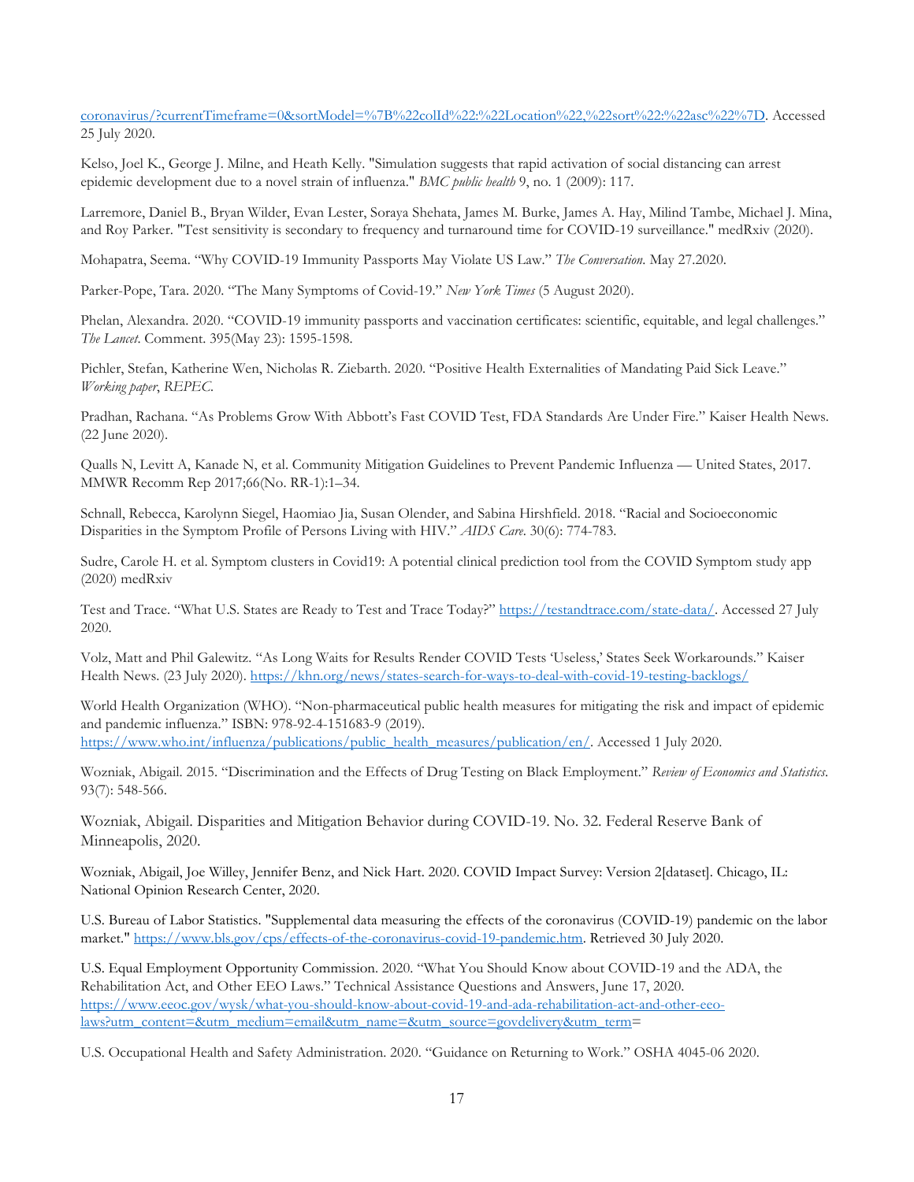[coronavirus/?currentTimeframe=0&sortModel=%7B%22colId%22:%22Location%22,%22sort%22:%22asc%22%7D](coronavirus/?currentTimeframe=0&sortModel=%7B%22colId%22:%22Location%22,%22sort%22:%22asc%22%7D). Accessed 25 July 2020.

Kelso, Joel K., George J. Milne, and Heath Kelly. "Simulation suggests that rapid activation of social distancing can arrest epidemic development due to a novel strain of influenza." *BMC public health* 9, no. 1 (2009): 117.

Larremore, Daniel B., Bryan Wilder, Evan Lester, Soraya Shehata, James M. Burke, James A. Hay, Milind Tambe, Michael J. Mina, and Roy Parker. "Test sensitivity is secondary to frequency and turnaround time for COVID-19 surveillance." medRxiv (2020).

Mohapatra, Seema. "Why COVID-19 Immunity Passports May Violate US Law." *The Conversation.* May 27.2020.

Parker-Pope, Tara. 2020. "The Many Symptoms of Covid-19." *New York Times* (5 August 2020).

Phelan, Alexandra. 2020. "COVID-19 immunity passports and vaccination certificates: scientific, equitable, and legal challenges." *The Lancet*. Comment. 395(May 23): 1595-1598.

Pichler, Stefan, Katherine Wen, Nicholas R. Ziebarth. 2020. "Positive Health Externalities of Mandating Paid Sick Leave." *Working paper*, *REPEC*.

Pradhan, Rachana. "As Problems Grow With Abbott's Fast COVID Test, FDA Standards Are Under Fire." Kaiser Health News. (22 June 2020).

Qualls N, Levitt A, Kanade N, et al. Community Mitigation Guidelines to Prevent Pandemic Influenza — United States, 2017. MMWR Recomm Rep 2017;66(No. RR-1):1–34.

Schnall, Rebecca, Karolynn Siegel, Haomiao Jia, Susan Olender, and Sabina Hirshfield. 2018. "Racial and Socioeconomic Disparities in the Symptom Profile of Persons Living with HIV." *AIDS Care*. 30(6): 774-783.

Sudre, Carole H. et al. Symptom clusters in Covid19: A potential clinical prediction tool from the COVID Symptom study app (2020) medRxiv

Test and Trace. "What U.S. States are Ready to Test and Trace Today?" [https://testandtrace.com/state-data/](https://testandtrace.com/state-data/). Accessed 27 July 2020.

Volz, Matt and Phil Galewitz. "As Long Waits for Results Render COVID Tests 'Useless,' States Seek Workarounds." Kaiser Health News. (23 July 2020). [https://khn.org/news/states-search-for-ways-to-deal-with-covid-19-testing-backlogs/](https://khn.org/news/states-search-for-ways-to-deal-with-covid-19-testing-backlogs/)

World Health Organization (WHO). "Non-pharmaceutical public health measures for mitigating the risk and impact of epidemic and pandemic influenza." ISBN: 978-92-4-151683-9 (2019). [https://www.who.int/influenza/publications/public_health_measures/publication/en/](https://www.who.int/influenza/publications/public_health_measures/publication/en/). Accessed 1 July 2020.

Wozniak, Abigail. 2015. "Discrimination and the Effects of Drug Testing on Black Employment." *Review of Economics and Statistics*. 93(7): 548-566.

Wozniak, Abigail. Disparities and Mitigation Behavior during COVID-19. No. 32. Federal Reserve Bank of Minneapolis, 2020.

Wozniak, Abigail, Joe Willey, Jennifer Benz, and Nick Hart. 2020. COVID Impact Survey: Version 2[dataset]. Chicago, IL: National Opinion Research Center, 2020.

U.S. Bureau of Labor Statistics. "Supplemental data measuring the effects of the coronavirus (COVID-19) pandemic on the labor market." [https://www.bls.gov/cps/effects-of-the-coronavirus-covid-19-pandemic.htm](https://www.bls.gov/cps/effects-of-the-coronavirus-covid-19-pandemic.htm). Retrieved 30 July 2020.

U.S. Equal Employment Opportunity Commission. 2020. "What You Should Know about COVID-19 and the ADA, the Rehabilitation Act, and Other EEO Laws." Technical Assistance Questions and Answers, June 17, 2020. [https://www.eeoc.gov/wysk/what-you-should-know-about-covid-19-and-ada-rehabilitation-act-and-other-eeo-laws?utm_content=&utm_medium=email&utm_name=&utm_source=govdelivery&utm_term](https://www.eeoc.gov/wysk/what-you-should-know-about-covid-19-and-ada-rehabilitation-act-and-other-eeo-laws?utm_content=&utm_medium=email&utm_name=&utm_source=govdelivery&utm_term)=

U.S. Occupational Health and Safety Administration. 2020. "Guidance on Returning to Work." OSHA 4045-06 2020.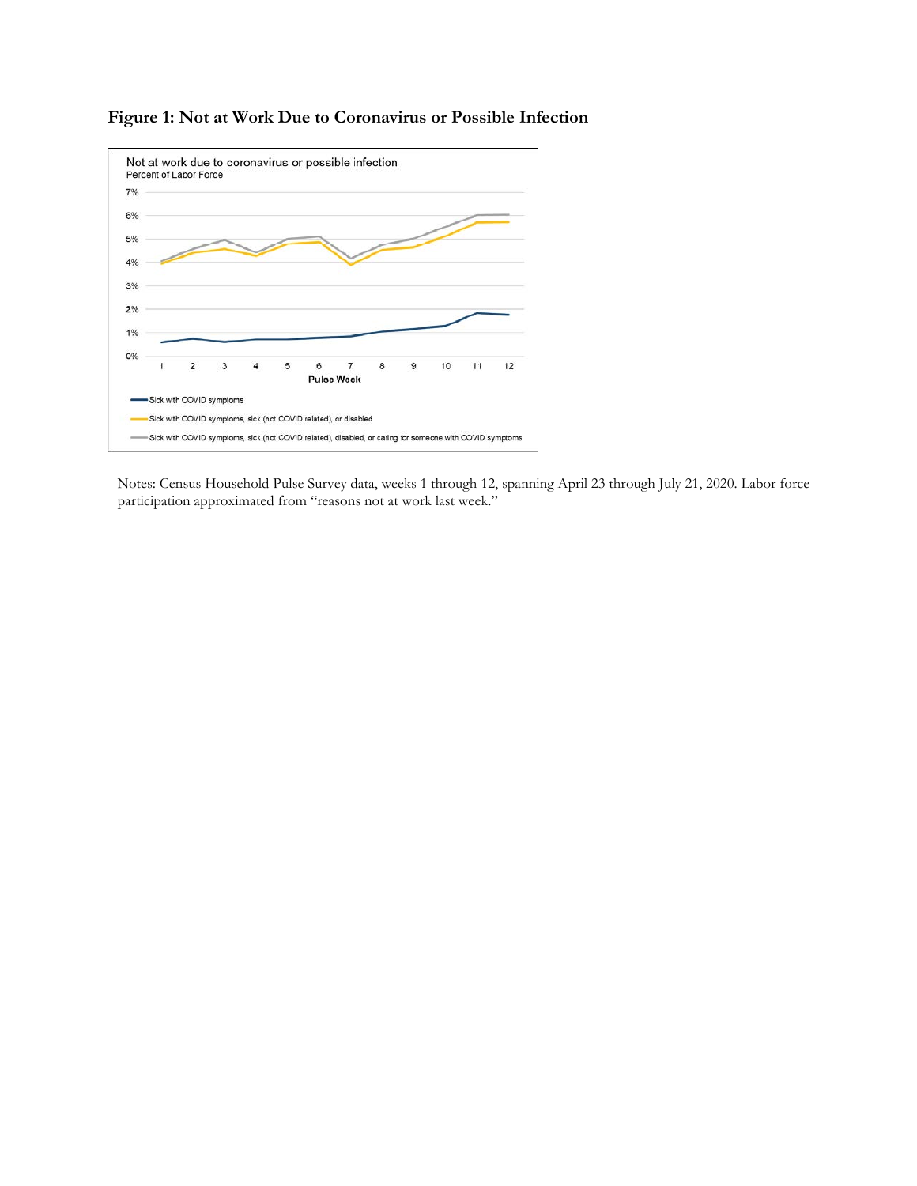**Figure 1: Not at Work Due to Coronavirus or Possible Infection**

Notes: Census Household Pulse Survey data, weeks 1 through 12, spanning April 23 through July 21, 2020. Labor force participation approximated from "reasons not at work last week."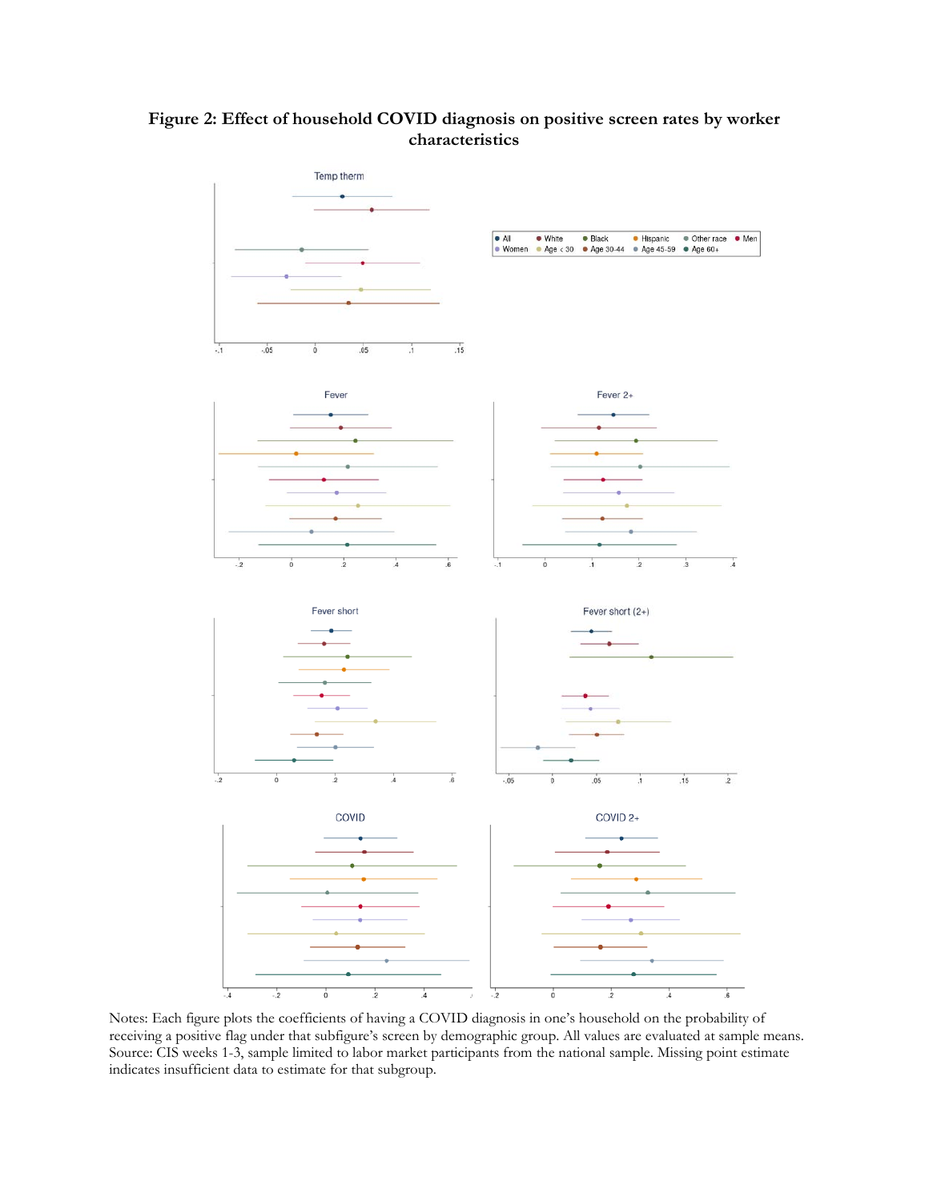**Figure 2: Effect of household COVID diagnosis on positive screen rates by worker characteristics**

Notes: Each figure plots the coefficients of having a COVID diagnosis in one's household on the probability of receiving a positive flag under that subfigure's screen by demographic group. All values are evaluated at sample means. Source: CIS weeks 1-3, sample limited to labor market participants from the national sample. Missing point estimate indicates insufficient data to estimate for that subgroup.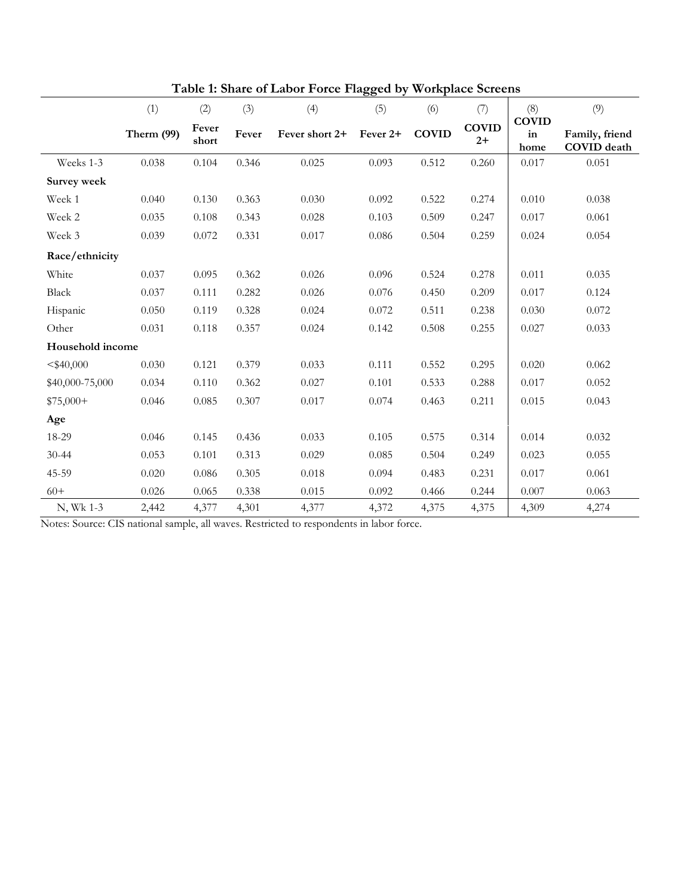**Table 1: Share of Labor Force Flagged by Workplace Screens**

| | (1) | (2) | (3) | (4) | (5) | (6) | (7) | (8) | (9) |
|---|---|---|---|---|---|---|---|---|---|
| | **Therm (99)** | **Fever short** | **Fever** | **Fever short 2+** | **Fever 2+** | **COVID** | **COVID 2+** | **COVID in home** | **Family, friend COVID death** |
| Weeks 1-3 | 0.038 | 0.104 | 0.346 | 0.025 | 0.093 | 0.512 | 0.260 | 0.017 | 0.051 |
| **Survey week** | | | | | | | | | |
| Week 1 | 0.040 | 0.130 | 0.363 | 0.030 | 0.092 | 0.522 | 0.274 | 0.010 | 0.038 |
| Week 2 | 0.035 | 0.108 | 0.343 | 0.028 | 0.103 | 0.509 | 0.247 | 0.017 | 0.061 |
| Week 3 | 0.039 | 0.072 | 0.331 | 0.017 | 0.086 | 0.504 | 0.259 | 0.024 | 0.054 |
| **Race/ethnicity** | | | | | | | | | |
| White | 0.037 | 0.095 | 0.362 | 0.026 | 0.096 | 0.524 | 0.278 | 0.011 | 0.035 |
| Black | 0.037 | 0.111 | 0.282 | 0.026 | 0.076 | 0.450 | 0.209 | 0.017 | 0.124 |
| Hispanic | 0.050 | 0.119 | 0.328 | 0.024 | 0.072 | 0.511 | 0.238 | 0.030 | 0.072 |
| Other | 0.031 | 0.118 | 0.357 | 0.024 | 0.142 | 0.508 | 0.255 | 0.027 | 0.033 |
| **Household income** | | | | | | | | | |
| <$40,000 | 0.030 | 0.121 | 0.379 | 0.033 | 0.111 | 0.552 | 0.295 | 0.020 | 0.062 |
| $40,000-75,000 | 0.034 | 0.110 | 0.362 | 0.027 | 0.101 | 0.533 | 0.288 | 0.017 | 0.052 |
| $75,000+ | 0.046 | 0.085 | 0.307 | 0.017 | 0.074 | 0.463 | 0.211 | 0.015 | 0.043 |
| **Age** | | | | | | | | | |
| 18-29 | 0.046 | 0.145 | 0.436 | 0.033 | 0.105 | 0.575 | 0.314 | 0.014 | 0.032 |
| 30-44 | 0.053 | 0.101 | 0.313 | 0.029 | 0.085 | 0.504 | 0.249 | 0.023 | 0.055 |
| 45-59 | 0.020 | 0.086 | 0.305 | 0.018 | 0.094 | 0.483 | 0.231 | 0.017 | 0.061 |
| 60+ | 0.026 | 0.065 | 0.338 | 0.015 | 0.092 | 0.466 | 0.244 | 0.007 | 0.063 |
| N, Wk 1-3 | 2,442 | 4,377 | 4,301 | 4,377 | 4,372 | 4,375 | 4,375 | 4,309 | 4,274 |

Notes: Source: CIS national sample, all waves. Restricted to respondents in labor force.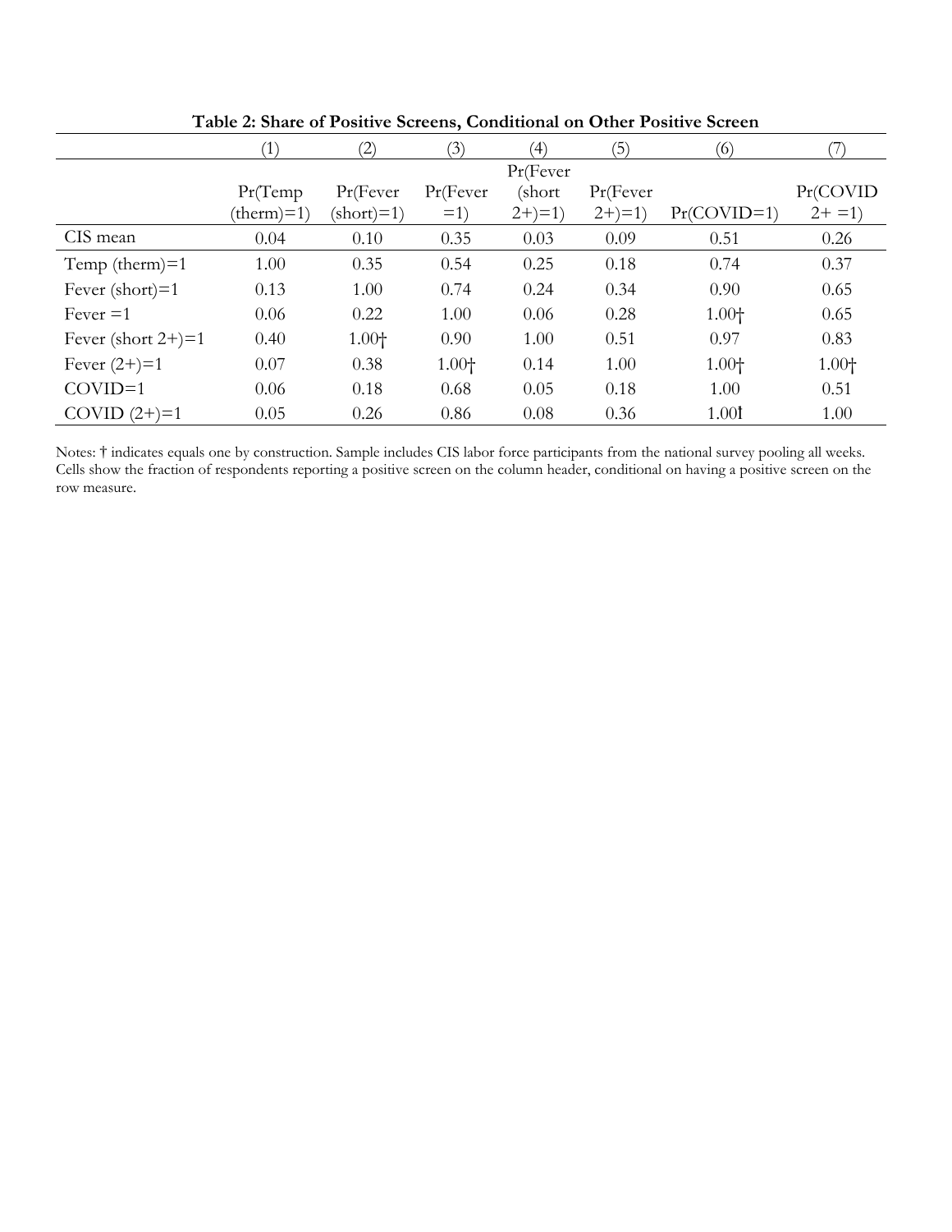**Table 2: Share of Positive Screens, Conditional on Other Positive Screen**

| | (1) | (2) | (3) | (4) | (5) | (6) | (7) |
|---|---|---|---|---|---|---|---|
| | Pr(Temp (therm)=1) | Pr(Fever (short)=1) | Pr(Fever =1) | Pr(Fever (short 2+)=1) | Pr(Fever 2+)=1) | Pr(COVID=1) | Pr(COVID 2+ =1) |
| CIS mean | 0.04 | 0.10 | 0.35 | 0.03 | 0.09 | 0.51 | 0.26 |
| Temp (therm)=1 | 1.00 | 0.35 | 0.54 | 0.25 | 0.18 | 0.74 | 0.37 |
| Fever (short)=1 | 0.13 | 1.00 | 0.74 | 0.24 | 0.34 | 0.90 | 0.65 |
| Fever =1 | 0.06 | 0.22 | 1.00 | 0.06 | 0.28 | 1.00† | 0.65 |
| Fever (short 2+)=1 | 0.40 | 1.00† | 0.90 | 1.00 | 0.51 | 0.97 | 0.83 |
| Fever (2+)=1 | 0.07 | 0.38 | 1.00† | 0.14 | 1.00 | 1.00† | 1.00† |
| COVID=1 | 0.06 | 0.18 | 0.68 | 0.05 | 0.18 | 1.00 | 0.51 |
| COVID (2+)=1 | 0.05 | 0.26 | 0.86 | 0.08 | 0.36 | 1.00† | 1.00 |

Notes: † indicates equals one by construction. Sample includes CIS labor force participants from the national survey pooling all weeks. Cells show the fraction of respondents reporting a positive screen on the column header, conditional on having a positive screen on the row measure.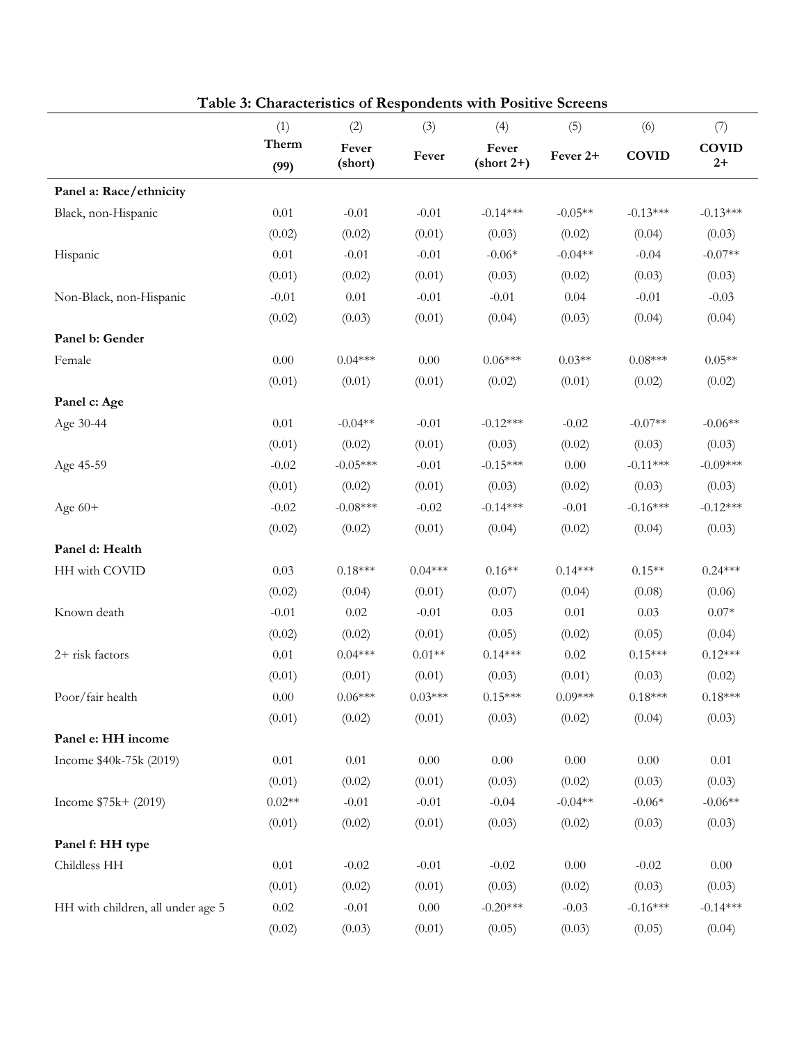**Table 3: Characteristics of Respondents with Positive Screens**

| | (1) | (2) | (3) | (4) | (5) | (6) | (7) |
|---|---|---|---|---|---|---|---|
| | Therm (99) | Fever (short) | Fever | Fever (short 2+) | Fever 2+ | COVID | COVID 2+ |
| **Panel a: Race/ethnicity** | | | | | | | |
| Black, non-Hispanic | 0.01 | -0.01 | -0.01 | -0.14*** | -0.05** | -0.13*** | -0.13*** |
| | (0.02) | (0.02) | (0.01) | (0.03) | (0.02) | (0.04) | (0.03) |
| Hispanic | 0.01 | -0.01 | -0.01 | -0.06* | -0.04** | -0.04 | -0.07** |
| | (0.01) | (0.02) | (0.01) | (0.03) | (0.02) | (0.03) | (0.03) |
| Non-Black, non-Hispanic | -0.01 | 0.01 | -0.01 | -0.01 | 0.04 | -0.01 | -0.03 |
| | (0.02) | (0.03) | (0.01) | (0.04) | (0.03) | (0.04) | (0.04) |
| **Panel b: Gender** | | | | | | | |
| Female | 0.00 | 0.04*** | 0.00 | 0.06*** | 0.03** | 0.08*** | 0.05** |
| | (0.01) | (0.01) | (0.01) | (0.02) | (0.01) | (0.02) | (0.02) |
| **Panel c: Age** | | | | | | | |
| Age 30-44 | 0.01 | -0.04** | -0.01 | -0.12*** | -0.02 | -0.07** | -0.06** |
| | (0.01) | (0.02) | (0.01) | (0.03) | (0.02) | (0.03) | (0.03) |
| Age 45-59 | -0.02 | -0.05*** | -0.01 | -0.15*** | 0.00 | -0.11*** | -0.09*** |
| | (0.01) | (0.02) | (0.01) | (0.03) | (0.02) | (0.03) | (0.03) |
| Age 60+ | -0.02 | -0.08*** | -0.02 | -0.14*** | -0.01 | -0.16*** | -0.12*** |
| | (0.02) | (0.02) | (0.01) | (0.04) | (0.02) | (0.04) | (0.03) |
| **Panel d: Health** | | | | | | | |
| HH with COVID | 0.03 | 0.18*** | 0.04*** | 0.16** | 0.14*** | 0.15** | 0.24*** |
| | (0.02) | (0.04) | (0.01) | (0.07) | (0.04) | (0.08) | (0.06) |
| Known death | -0.01 | 0.02 | -0.01 | 0.03 | 0.01 | 0.03 | 0.07* |
| | (0.02) | (0.02) | (0.01) | (0.05) | (0.02) | (0.05) | (0.04) |
| 2+ risk factors | 0.01 | 0.04*** | 0.01** | 0.14*** | 0.02 | 0.15*** | 0.12*** |
| | (0.01) | (0.01) | (0.01) | (0.03) | (0.01) | (0.03) | (0.02) |
| Poor/fair health | 0.00 | 0.06*** | 0.03*** | 0.15*** | 0.09*** | 0.18*** | 0.18*** |
| | (0.01) | (0.02) | (0.01) | (0.03) | (0.02) | (0.04) | (0.03) |
| **Panel e: HH income** | | | | | | | |
| Income \$40k-75k (2019) | 0.01 | 0.01 | 0.00 | 0.00 | 0.00 | 0.00 | 0.01 |
| | (0.01) | (0.02) | (0.01) | (0.03) | (0.02) | (0.03) | (0.03) |
| Income \$75k+ (2019) | 0.02** | -0.01 | -0.01 | -0.04 | -0.04** | -0.06* | -0.06** |
| | (0.01) | (0.02) | (0.01) | (0.03) | (0.02) | (0.03) | (0.03) |
| **Panel f: HH type** | | | | | | | |
| Childless HH | 0.01 | -0.02 | -0.01 | -0.02 | 0.00 | -0.02 | 0.00 |
| | (0.01) | (0.02) | (0.01) | (0.03) | (0.02) | (0.03) | (0.03) |
| HH with children, all under age 5 | 0.02 | -0.01 | 0.00 | -0.20*** | -0.03 | -0.16*** | -0.14*** |
| | (0.02) | (0.03) | (0.01) | (0.05) | (0.03) | (0.05) | (0.04) |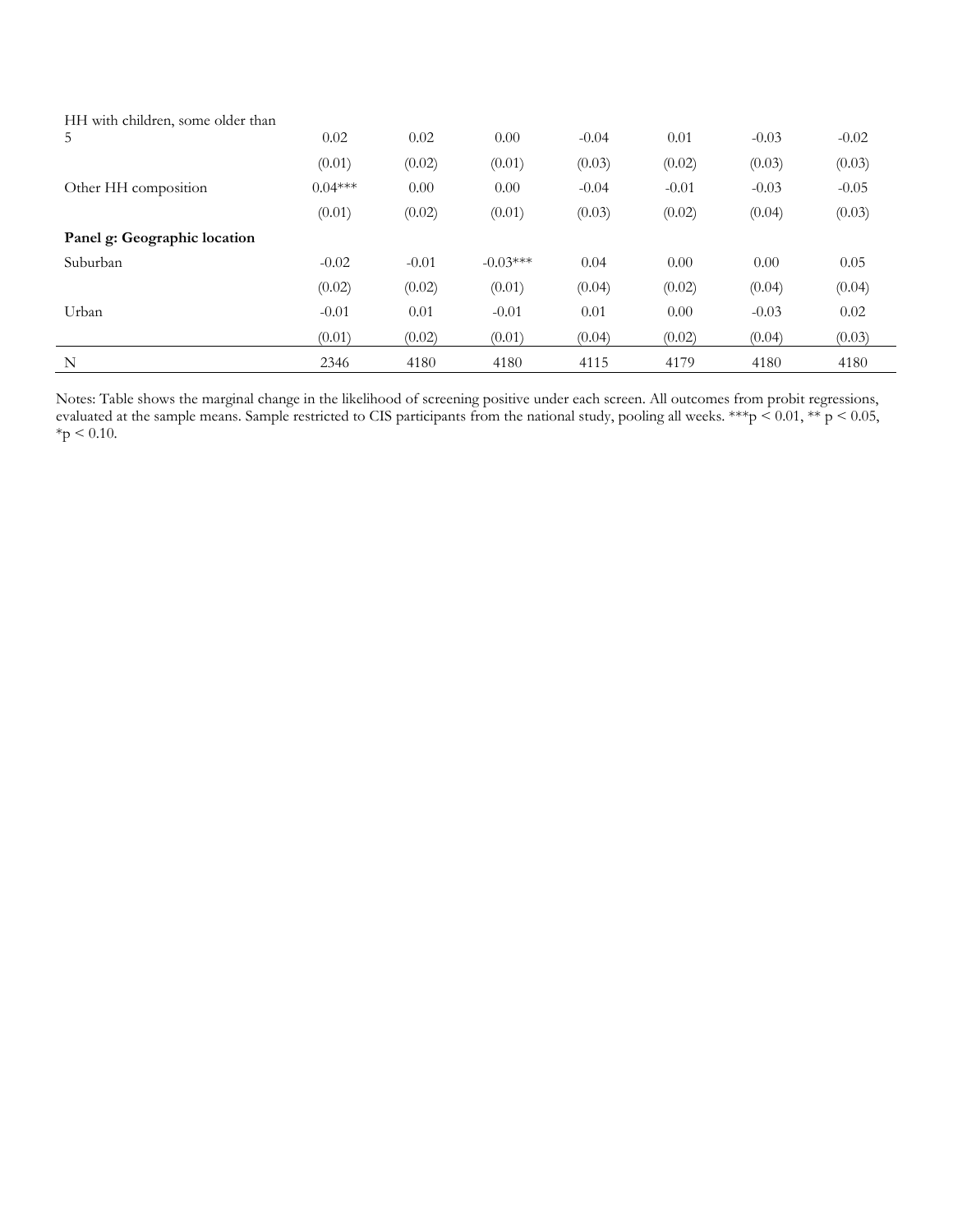| | | | | | | | |
|---|---|---|---|---|---|---|---|
| HH with children, some older than 5 | 0.02 | 0.02 | 0.00 | -0.04 | 0.01 | -0.03 | -0.02 |
| | (0.01) | (0.02) | (0.01) | (0.03) | (0.02) | (0.03) | (0.03) |
| Other HH composition | 0.04*** | 0.00 | 0.00 | -0.04 | -0.01 | -0.03 | -0.05 |
| | (0.01) | (0.02) | (0.01) | (0.03) | (0.02) | (0.04) | (0.03) |
| **Panel g: Geographic location** | | | | | | | |
| Suburban | -0.02 | -0.01 | -0.03*** | 0.04 | 0.00 | 0.00 | 0.05 |
| | (0.02) | (0.02) | (0.01) | (0.04) | (0.02) | (0.04) | (0.04) |
| Urban | -0.01 | 0.01 | -0.01 | 0.01 | 0.00 | -0.03 | 0.02 |
| | (0.01) | (0.02) | (0.01) | (0.04) | (0.02) | (0.04) | (0.03) |
| N | 2346 | 4180 | 4180 | 4115 | 4179 | 4180 | 4180 |

Notes: Table shows the marginal change in the likelihood of screening positive under each screen. All outcomes from probit regressions, evaluated at the sample means. Sample restricted to CIS participants from the national study, pooling all weeks. ***$p < 0.01$, ** $p < 0.05$, *$p < 0.10$.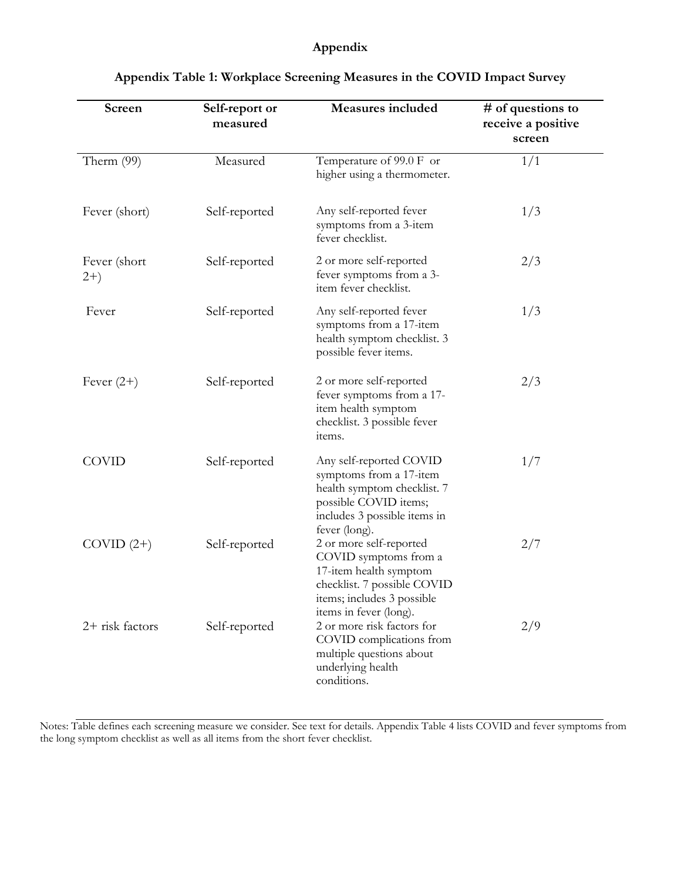# Appendix

## Appendix Table 1: Workplace Screening Measures in the COVID Impact Survey

| Screen | Self-report or measured | Measures included | # of questions to receive a positive screen |
|---|---|---|---|
| Therm (99) | Measured | Temperature of 99.0 F or higher using a thermometer. | 1/1 |
| Fever (short) | Self-reported | Any self-reported fever symptoms from a 3-item fever checklist. | 1/3 |
| Fever (short 2+) | Self-reported | 2 or more self-reported fever symptoms from a 3-item fever checklist. | 2/3 |
| Fever | Self-reported | Any self-reported fever symptoms from a 17-item health symptom checklist. 3 possible fever items. | 1/3 |
| Fever (2+) | Self-reported | 2 or more self-reported fever symptoms from a 17-item health symptom checklist. 3 possible fever items. | 2/3 |
| COVID | Self-reported | Any self-reported COVID symptoms from a 17-item health symptom checklist. 7 possible COVID items; includes 3 possible items in fever (long). | 1/7 |
| COVID (2+) | Self-reported | 2 or more self-reported COVID symptoms from a 17-item health symptom checklist. 7 possible COVID items; includes 3 possible items in fever (long). | 2/7 |
| 2+ risk factors | Self-reported | 2 or more risk factors for COVID complications from multiple questions about underlying health conditions. | 2/9 |

Notes: Table defines each screening measure we consider. See text for details. Appendix Table 4 lists COVID and fever symptoms from the long symptom checklist as well as all items from the short fever checklist.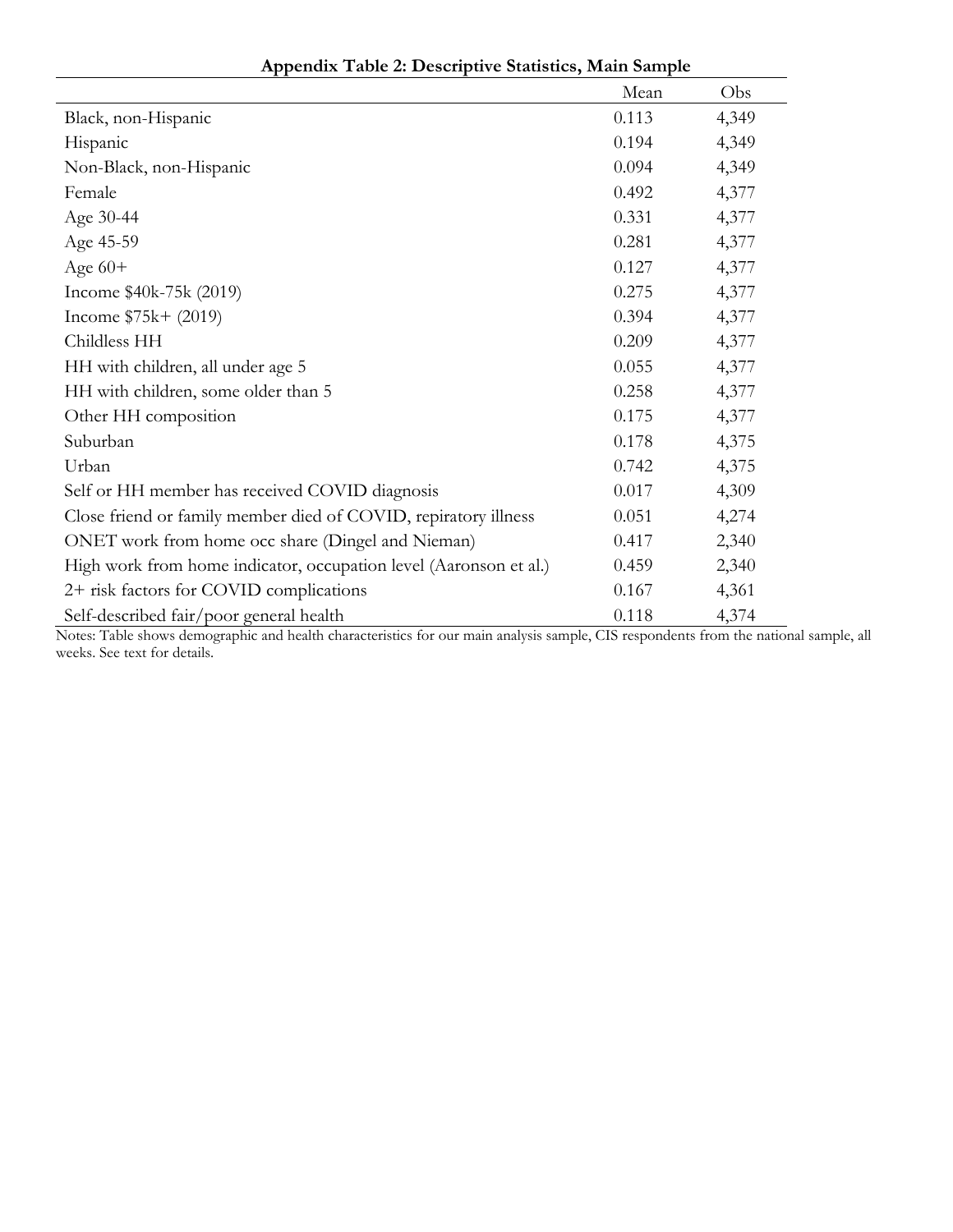**Appendix Table 2: Descriptive Statistics, Main Sample**

| | Mean | Obs |
|---|---|---|
| Black, non-Hispanic | 0.113 | 4,349 |
| Hispanic | 0.194 | 4,349 |
| Non-Black, non-Hispanic | 0.094 | 4,349 |
| Female | 0.492 | 4,377 |
| Age 30-44 | 0.331 | 4,377 |
| Age 45-59 | 0.281 | 4,377 |
| Age 60+ | 0.127 | 4,377 |
| Income $40k-75k (2019) | 0.275 | 4,377 |
| Income $75k+ (2019) | 0.394 | 4,377 |
| Childless HH | 0.209 | 4,377 |
| HH with children, all under age 5 | 0.055 | 4,377 |
| HH with children, some older than 5 | 0.258 | 4,377 |
| Other HH composition | 0.175 | 4,377 |
| Suburban | 0.178 | 4,375 |
| Urban | 0.742 | 4,375 |
| Self or HH member has received COVID diagnosis | 0.017 | 4,309 |
| Close friend or family member died of COVID, repiratory illness | 0.051 | 4,274 |
| ONET work from home occ share (Dingel and Nieman) | 0.417 | 2,340 |
| High work from home indicator, occupation level (Aaronson et al.) | 0.459 | 2,340 |
| 2+ risk factors for COVID complications | 0.167 | 4,361 |
| Self-described fair/poor general health | 0.118 | 4,374 |

Notes: Table shows demographic and health characteristics for our main analysis sample, CIS respondents from the national sample, all weeks. See text for details.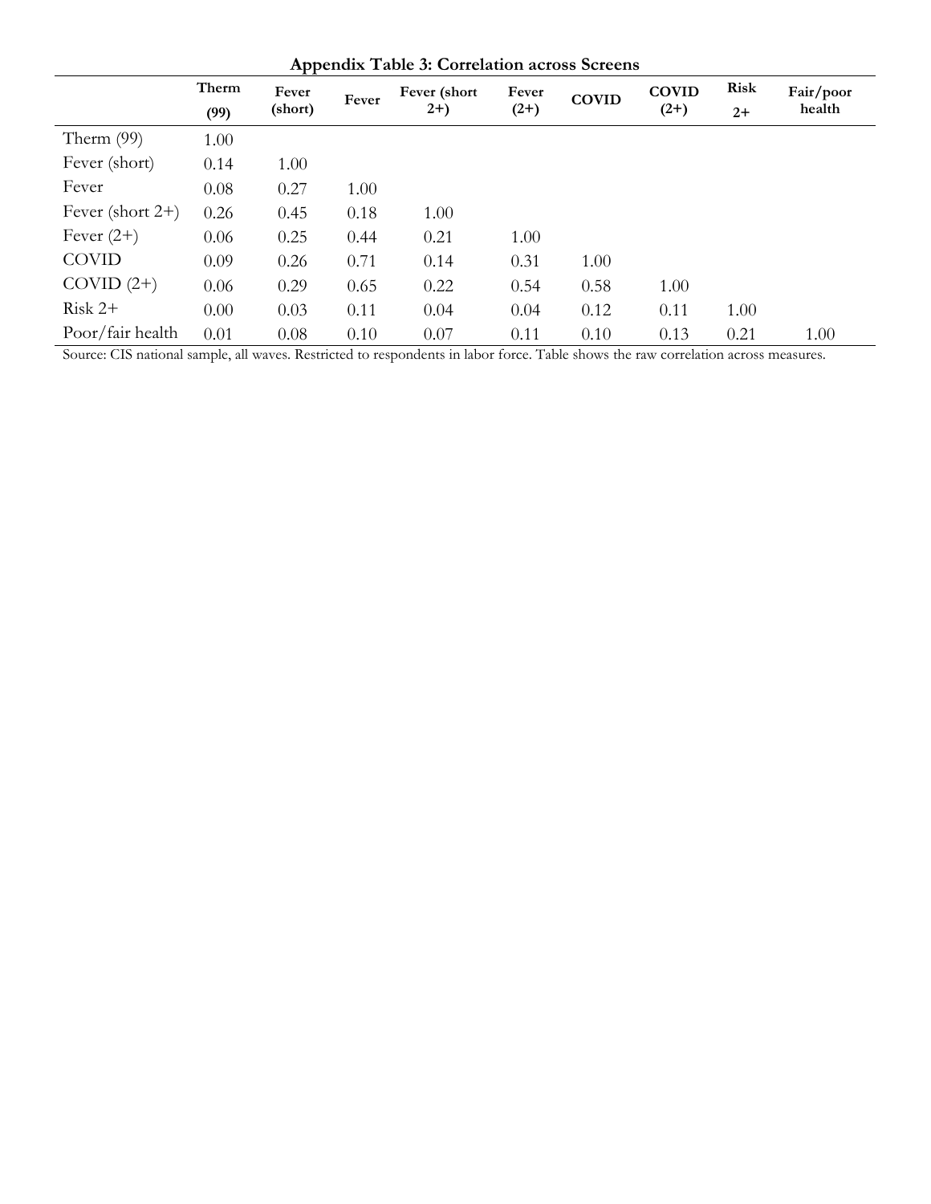**Appendix Table 3: Correlation across Screens**

| | Therm (99) | Fever (short) | Fever | Fever (short 2+) | Fever (2+) | COVID | COVID (2+) | Risk 2+ | Fair/poor health |
|---|---|---|---|---|---|---|---|---|---|
| Therm (99) | 1.00 | | | | | | | | |
| Fever (short) | 0.14 | 1.00 | | | | | | | |
| Fever | 0.08 | 0.27 | 1.00 | | | | | | |
| Fever (short 2+) | 0.26 | 0.45 | 0.18 | 1.00 | | | | | |
| Fever (2+) | 0.06 | 0.25 | 0.44 | 0.21 | 1.00 | | | | |
| COVID | 0.09 | 0.26 | 0.71 | 0.14 | 0.31 | 1.00 | | | |
| COVID (2+) | 0.06 | 0.29 | 0.65 | 0.22 | 0.54 | 0.58 | 1.00 | | |
| Risk 2+ | 0.00 | 0.03 | 0.11 | 0.04 | 0.04 | 0.12 | 0.11 | 1.00 | |
| Poor/fair health | 0.01 | 0.08 | 0.10 | 0.07 | 0.11 | 0.10 | 0.13 | 0.21 | 1.00 |

Source: CIS national sample, all waves. Restricted to respondents in labor force. Table shows the raw correlation across measures.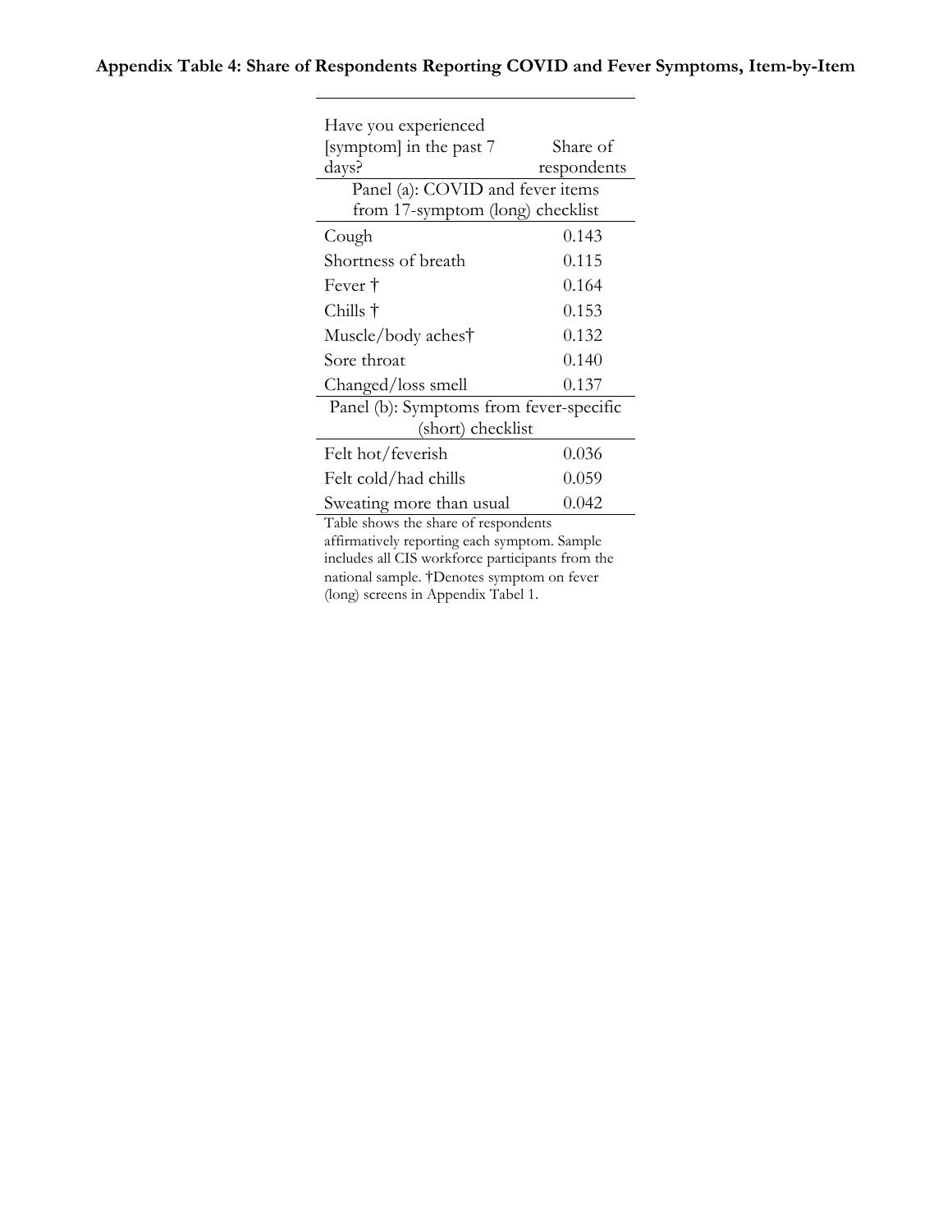**Appendix Table 4: Share of Respondents Reporting COVID and Fever Symptoms, Item-by-Item**

| Have you experienced [symptom] in the past 7 days? | Share of respondents |
|---|---|
| Panel (a): COVID and fever items from 17-symptom (long) checklist | |
| Cough | 0.143 |
| Shortness of breath | 0.115 |
| Fever † | 0.164 |
| Chills † | 0.153 |
| Muscle/body aches† | 0.132 |
| Sore throat | 0.140 |
| Changed/loss smell | 0.137 |
| Panel (b): Symptoms from fever-specific (short) checklist | |
| Felt hot/feverish | 0.036 |
| Felt cold/had chills | 0.059 |
| Sweating more than usual | 0.042 |

Table shows the share of respondents affirmatively reporting each symptom. Sample includes all CIS workforce participants from the national sample. †Denotes symptom on fever (long) screens in Appendix Tabel 1.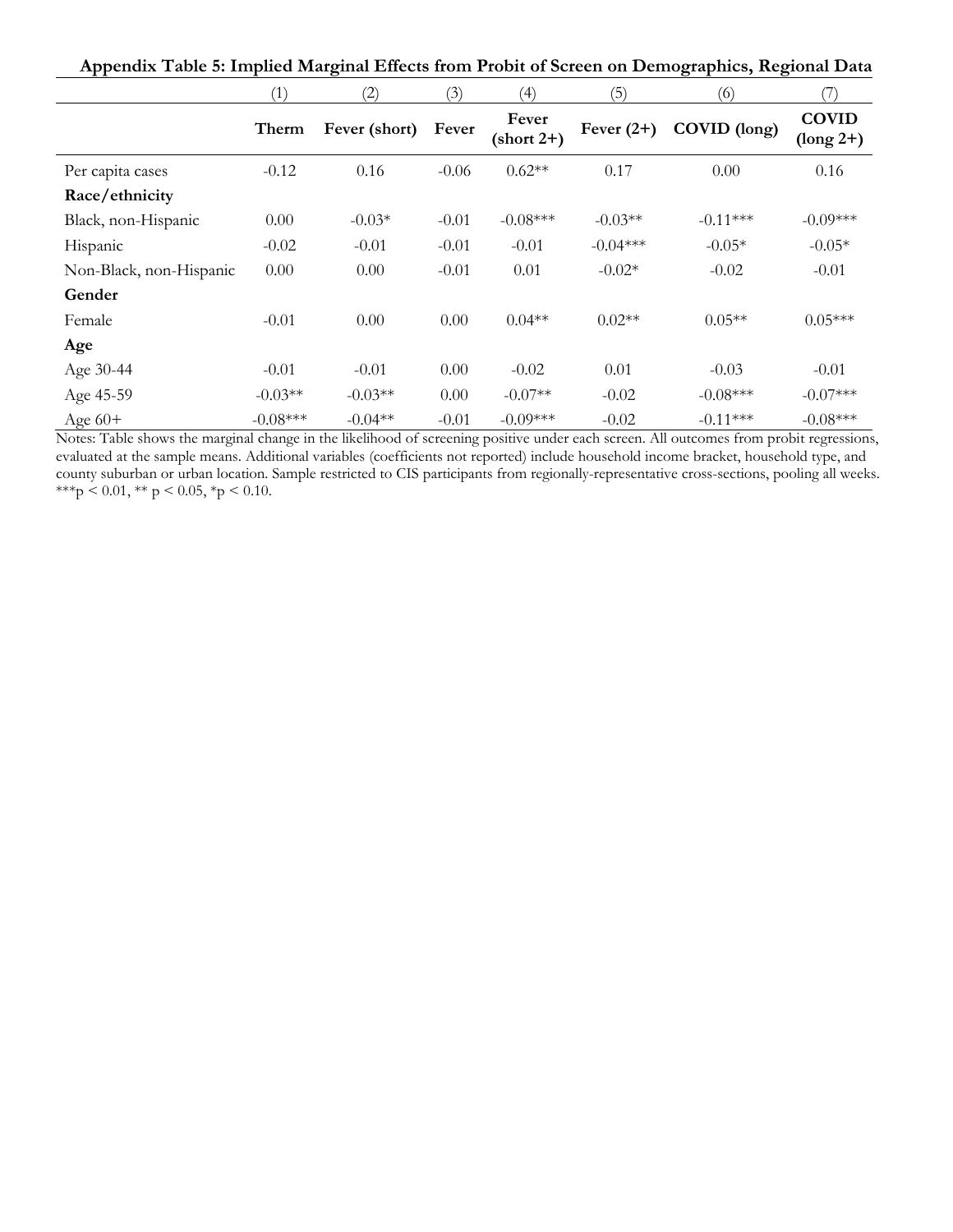**Appendix Table 5: Implied Marginal Effects from Probit of Screen on Demographics, Regional Data**

| | (1) | (2) | (3) | (4) | (5) | (6) | (7) |
|---|---|---|---|---|---|---|---|
| | **Therm** | **Fever (short)** | **Fever** | **Fever (short 2+)** | **Fever (2+)** | **COVID (long)** | **COVID (long 2+)** |
| Per capita cases | -0.12 | 0.16 | -0.06 | 0.62** | 0.17 | 0.00 | 0.16 |
| **Race/ethnicity** | | | | | | | |
| Black, non-Hispanic | 0.00 | -0.03* | -0.01 | -0.08*** | -0.03** | -0.11*** | -0.09*** |
| Hispanic | -0.02 | -0.01 | -0.01 | -0.01 | -0.04*** | -0.05* | -0.05* |
| Non-Black, non-Hispanic | 0.00 | 0.00 | -0.01 | 0.01 | -0.02* | -0.02 | -0.01 |
| **Gender** | | | | | | | |
| Female | -0.01 | 0.00 | 0.00 | 0.04** | 0.02** | 0.05** | 0.05*** |
| **Age** | | | | | | | |
| Age 30-44 | -0.01 | -0.01 | 0.00 | -0.02 | 0.01 | -0.03 | -0.01 |
| Age 45-59 | -0.03** | -0.03** | 0.00 | -0.07** | -0.02 | -0.08*** | -0.07*** |
| Age 60+ | -0.08*** | -0.04** | -0.01 | -0.09*** | -0.02 | -0.11*** | -0.08*** |

Notes: Table shows the marginal change in the likelihood of screening positive under each screen. All outcomes from probit regressions, evaluated at the sample means. Additional variables (coefficients not reported) include household income bracket, household type, and county suburban or urban location. Sample restricted to CIS participants from regionally-representative cross-sections, pooling all weeks. ***p < 0.01, ** p < 0.05, *p < 0.10.